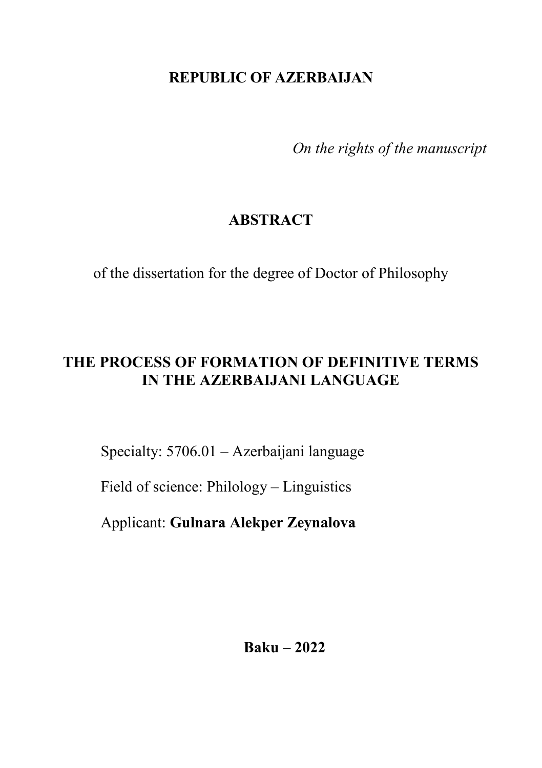**REPUBLIC OF AZERBAIJAN**

*On the rights of the manuscript*

# ABSTRACT

of the dissertation for the degree of Doctor of Philosophy

# THE PROCESS OF FORMATION OF DEFINITIVE TERMS IN THE AZERBAIJANI LANGUAGE

Specialty: 5706.01 – Azerbaijani language

Field of science: Philology – Linguistics

Applicant: **Gulnara Alekper Zeynalova**

**Baku – 2022**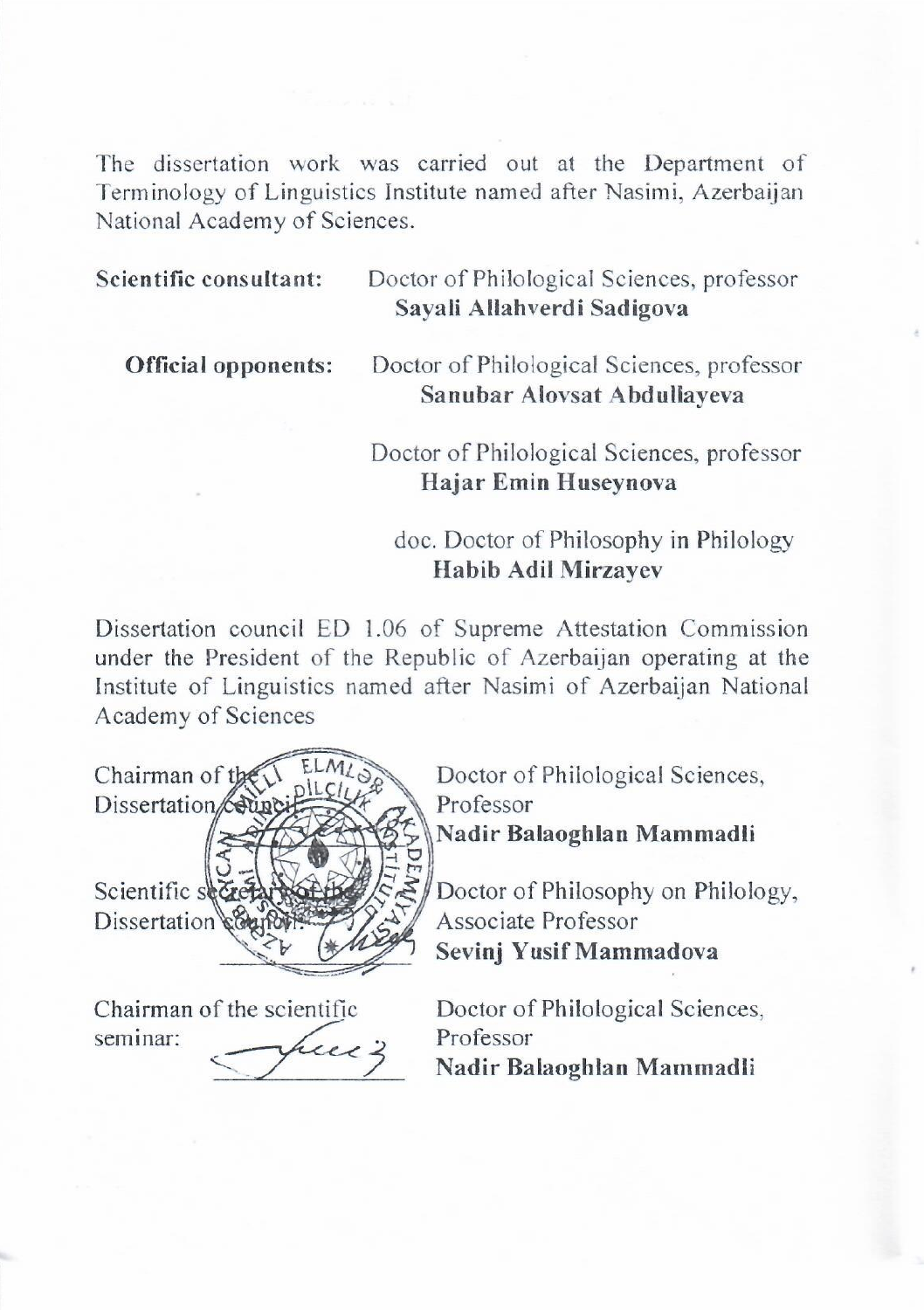The dissertation work was carried out at the Department of Terminology of Linguistics Institute named after Nasimi, Azerbaijan National Academy of Sciences.

| | |
|---|---|
| **Scientific consultant:** | Doctor of Philological Sciences, professor **Sayali Allahverdi Sadigova** |
| **Official opponents:** | Doctor of Philological Sciences, professor **Sanubar Alovsat Abdullayeva** |
| | Doctor of Philological Sciences, professor **Hajar Emin Huseynova** |
| | doc. Doctor of Philosophy in Philology **Habib Adil Mirzayev** |

Dissertation council ED 1.06 of Supreme Attestation Commission under the President of the Republic of Azerbaijan operating at the Institute of Linguistics named after Nasimi of Azerbaijan National Academy of Sciences

| | |
|---|---|
| Chairman of the Dissertation council: | Doctor of Philological Sciences, Professor **Nadir Balaoghlan Mammadli** |
| Scientific secretary of the Dissertation council: | Doctor of Philosophy on Philology, Associate Professor **Sevinj Yusif Mammadova** |
| Chairman of the scientific seminar: | Doctor of Philological Sciences, Professor **Nadir Balaoghlan Mammadli** |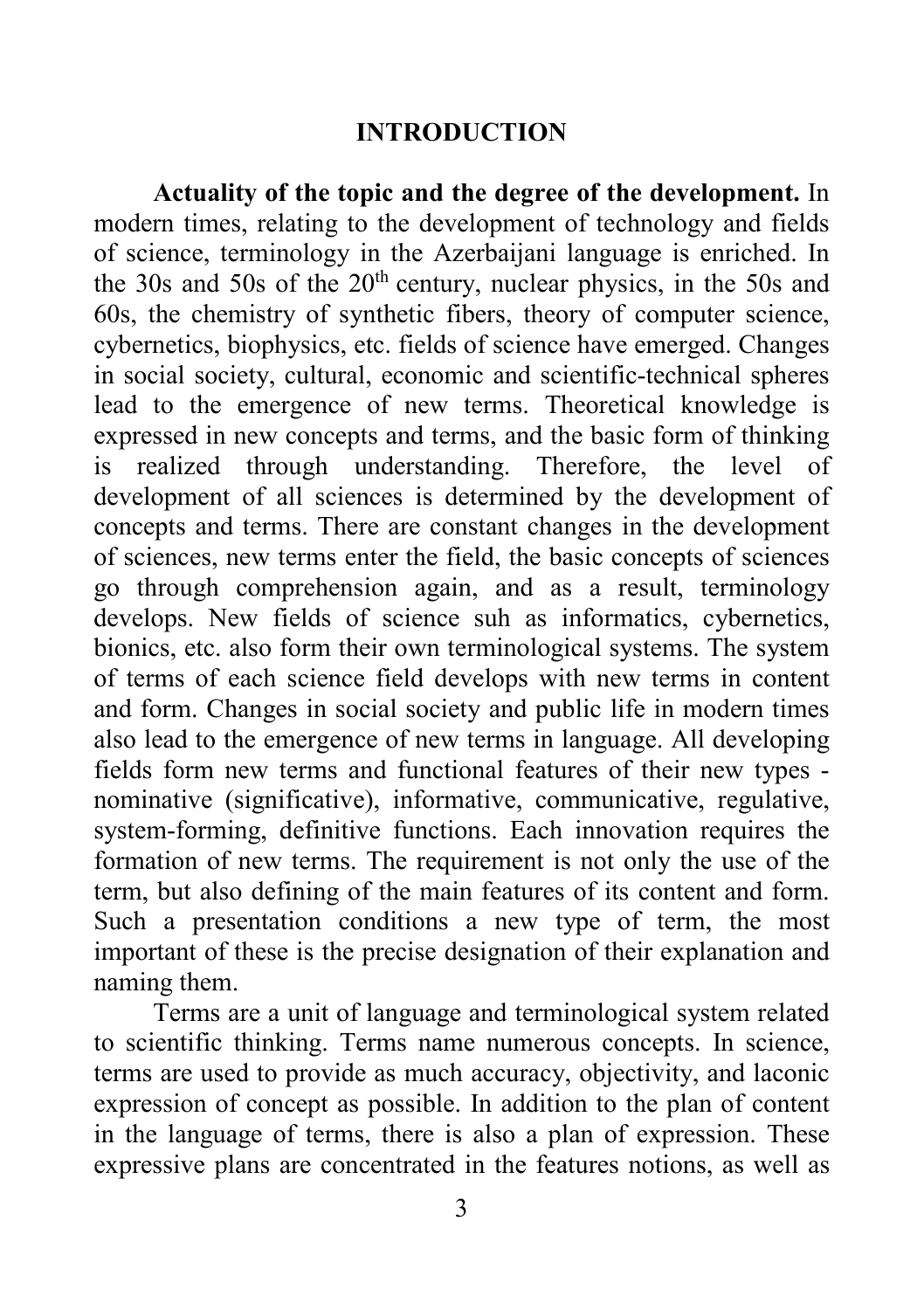# INTRODUCTION

**Actuality of the topic and the degree of the development.** In modern times, relating to the development of technology and fields of science, terminology in the Azerbaijani language is enriched. In the 30s and 50s of the 20th century, nuclear physics, in the 50s and 60s, the chemistry of synthetic fibers, theory of computer science, cybernetics, biophysics, etc. fields of science have emerged. Changes in social society, cultural, economic and scientific-technical spheres lead to the emergence of new terms. Theoretical knowledge is expressed in new concepts and terms, and the basic form of thinking is realized through understanding. Therefore, the level of development of all sciences is determined by the development of concepts and terms. There are constant changes in the development of sciences, new terms enter the field, the basic concepts of sciences go through comprehension again, and as a result, terminology develops. New fields of science suh as informatics, cybernetics, bionics, etc. also form their own terminological systems. The system of terms of each science field develops with new terms in content and form. Changes in social society and public life in modern times also lead to the emergence of new terms in language. All developing fields form new terms and functional features of their new types - nominative (significative), informative, communicative, regulative, system-forming, definitive functions. Each innovation requires the formation of new terms. The requirement is not only the use of the term, but also defining of the main features of its content and form. Such a presentation conditions a new type of term, the most important of these is the precise designation of their explanation and naming them.

Terms are a unit of language and terminological system related to scientific thinking. Terms name numerous concepts. In science, terms are used to provide as much accuracy, objectivity, and laconic expression of concept as possible. In addition to the plan of content in the language of terms, there is also a plan of expression. These expressive plans are concentrated in the features notions, as well as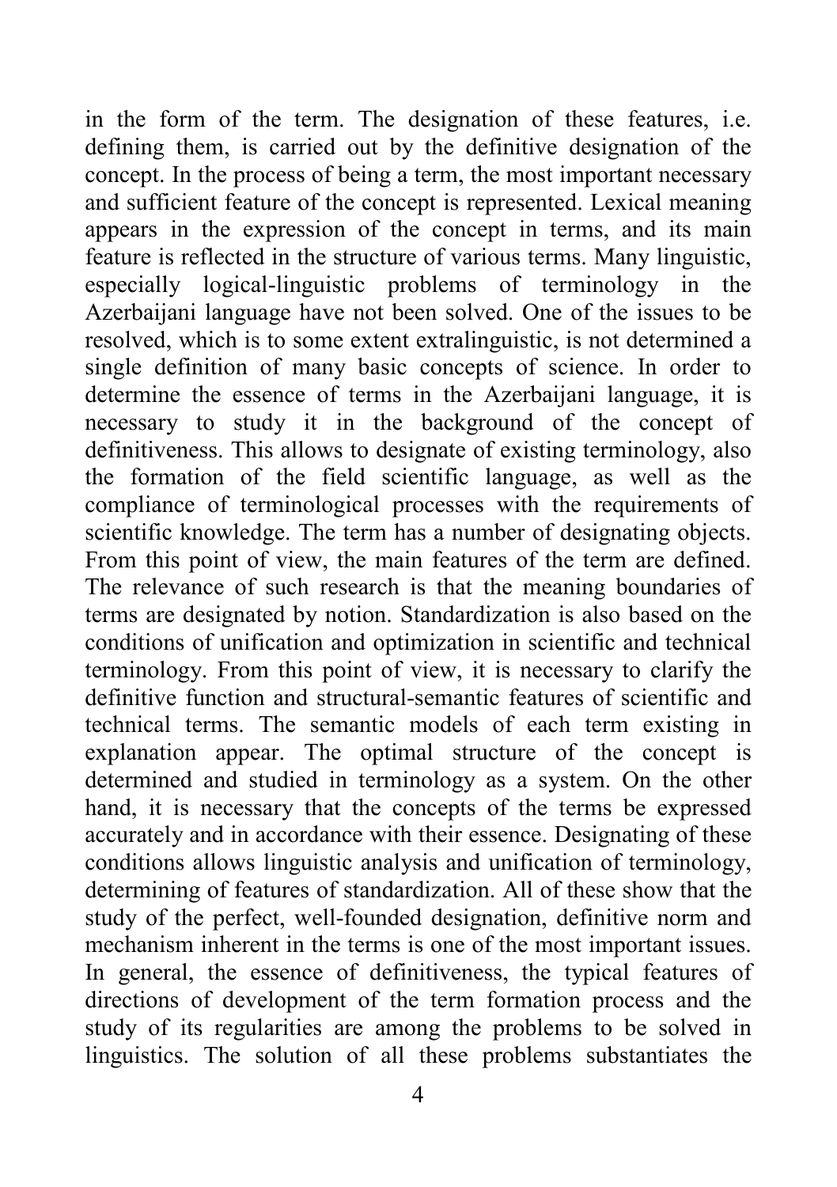in the form of the term. The designation of these features, i.e. defining them, is carried out by the definitive designation of the concept. In the process of being a term, the most important necessary and sufficient feature of the concept is represented. Lexical meaning appears in the expression of the concept in terms, and its main feature is reflected in the structure of various terms. Many linguistic, especially logical-linguistic problems of terminology in the Azerbaijani language have not been solved. One of the issues to be resolved, which is to some extent extralinguistic, is not determined a single definition of many basic concepts of science. In order to determine the essence of terms in the Azerbaijani language, it is necessary to study it in the background of the concept of definitiveness. This allows to designate of existing terminology, also the formation of the field scientific language, as well as the compliance of terminological processes with the requirements of scientific knowledge. The term has a number of designating objects. From this point of view, the main features of the term are defined. The relevance of such research is that the meaning boundaries of terms are designated by notion. Standardization is also based on the conditions of unification and optimization in scientific and technical terminology. From this point of view, it is necessary to clarify the definitive function and structural-semantic features of scientific and technical terms. The semantic models of each term existing in explanation appear. The optimal structure of the concept is determined and studied in terminology as a system. On the other hand, it is necessary that the concepts of the terms be expressed accurately and in accordance with their essence. Designating of these conditions allows linguistic analysis and unification of terminology, determining of features of standardization. All of these show that the study of the perfect, well-founded designation, definitive norm and mechanism inherent in the terms is one of the most important issues. In general, the essence of definitiveness, the typical features of directions of development of the term formation process and the study of its regularities are among the problems to be solved in linguistics. The solution of all these problems substantiates the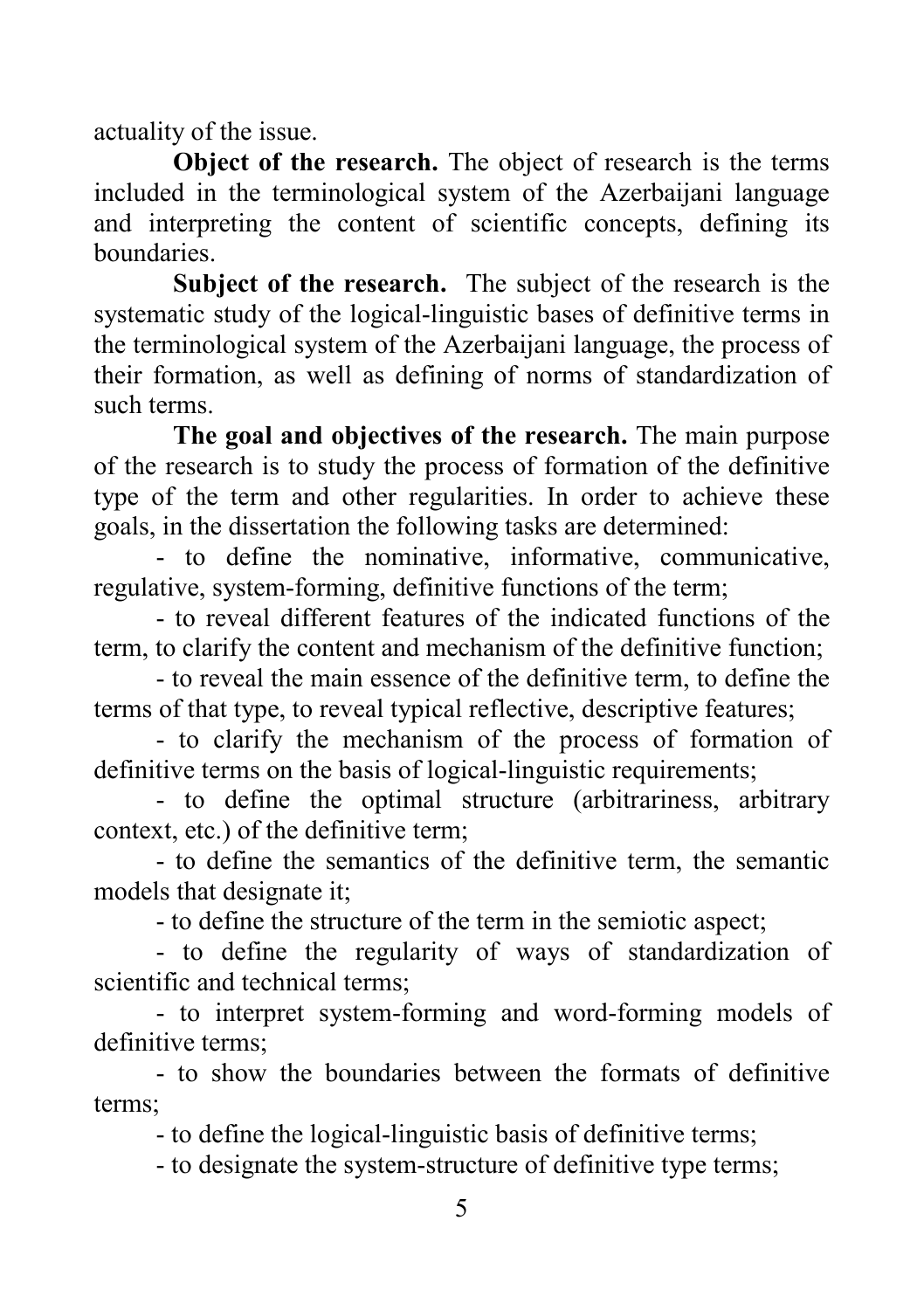actuality of the issue.

**Object of the research.** The object of research is the terms included in the terminological system of the Azerbaijani language and interpreting the content of scientific concepts, defining its boundaries.

**Subject of the research.** The subject of the research is the systematic study of the logical-linguistic bases of definitive terms in the terminological system of the Azerbaijani language, the process of their formation, as well as defining of norms of standardization of such terms.

**The goal and objectives of the research.** The main purpose of the research is to study the process of formation of the definitive type of the term and other regularities. In order to achieve these goals, in the dissertation the following tasks are determined:

- to define the nominative, informative, communicative, regulative, system-forming, definitive functions of the term;
- to reveal different features of the indicated functions of the term, to clarify the content and mechanism of the definitive function;
- to reveal the main essence of the definitive term, to define the terms of that type, to reveal typical reflective, descriptive features;
- to clarify the mechanism of the process of formation of definitive terms on the basis of logical-linguistic requirements;
- to define the optimal structure (arbitrariness, arbitrary context, etc.) of the definitive term;
- to define the semantics of the definitive term, the semantic models that designate it;
- to define the structure of the term in the semiotic aspect;
- to define the regularity of ways of standardization of scientific and technical terms;
- to interpret system-forming and word-forming models of definitive terms;
- to show the boundaries between the formats of definitive terms;
- to define the logical-linguistic basis of definitive terms;
- to designate the system-structure of definitive type terms;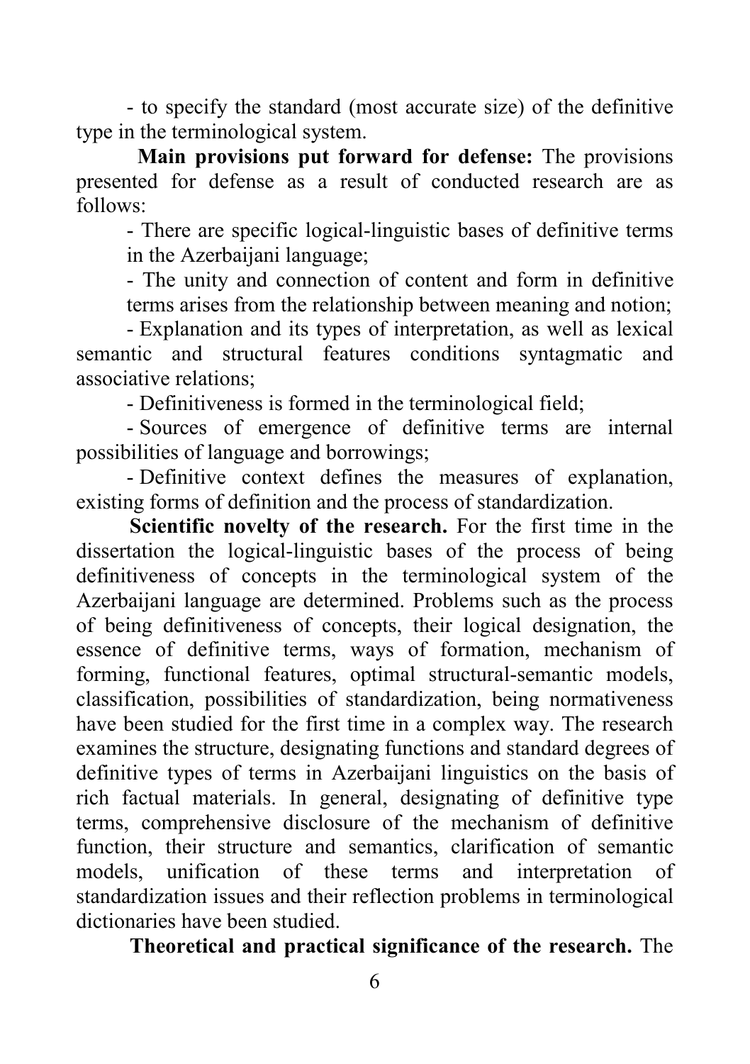- to specify the standard (most accurate size) of the definitive type in the terminological system.

**Main provisions put forward for defense:** The provisions presented for defense as a result of conducted research are as follows:

- There are specific logical-linguistic bases of definitive terms in the Azerbaijani language;
- The unity and connection of content and form in definitive terms arises from the relationship between meaning and notion;
- Explanation and its types of interpretation, as well as lexical semantic and structural features conditions syntagmatic and associative relations;
- Definitiveness is formed in the terminological field;
- Sources of emergence of definitive terms are internal possibilities of language and borrowings;
- Definitive context defines the measures of explanation, existing forms of definition and the process of standardization.

**Scientific novelty of the research.** For the first time in the dissertation the logical-linguistic bases of the process of being definitiveness of concepts in the terminological system of the Azerbaijani language are determined. Problems such as the process of being definitiveness of concepts, their logical designation, the essence of definitive terms, ways of formation, mechanism of forming, functional features, optimal structural-semantic models, classification, possibilities of standardization, being normativeness have been studied for the first time in a complex way. The research examines the structure, designating functions and standard degrees of definitive types of terms in Azerbaijani linguistics on the basis of rich factual materials. In general, designating of definitive type terms, comprehensive disclosure of the mechanism of definitive function, their structure and semantics, clarification of semantic models, unification of these terms and interpretation of standardization issues and their reflection problems in terminological dictionaries have been studied.

**Theoretical and practical significance of the research.** The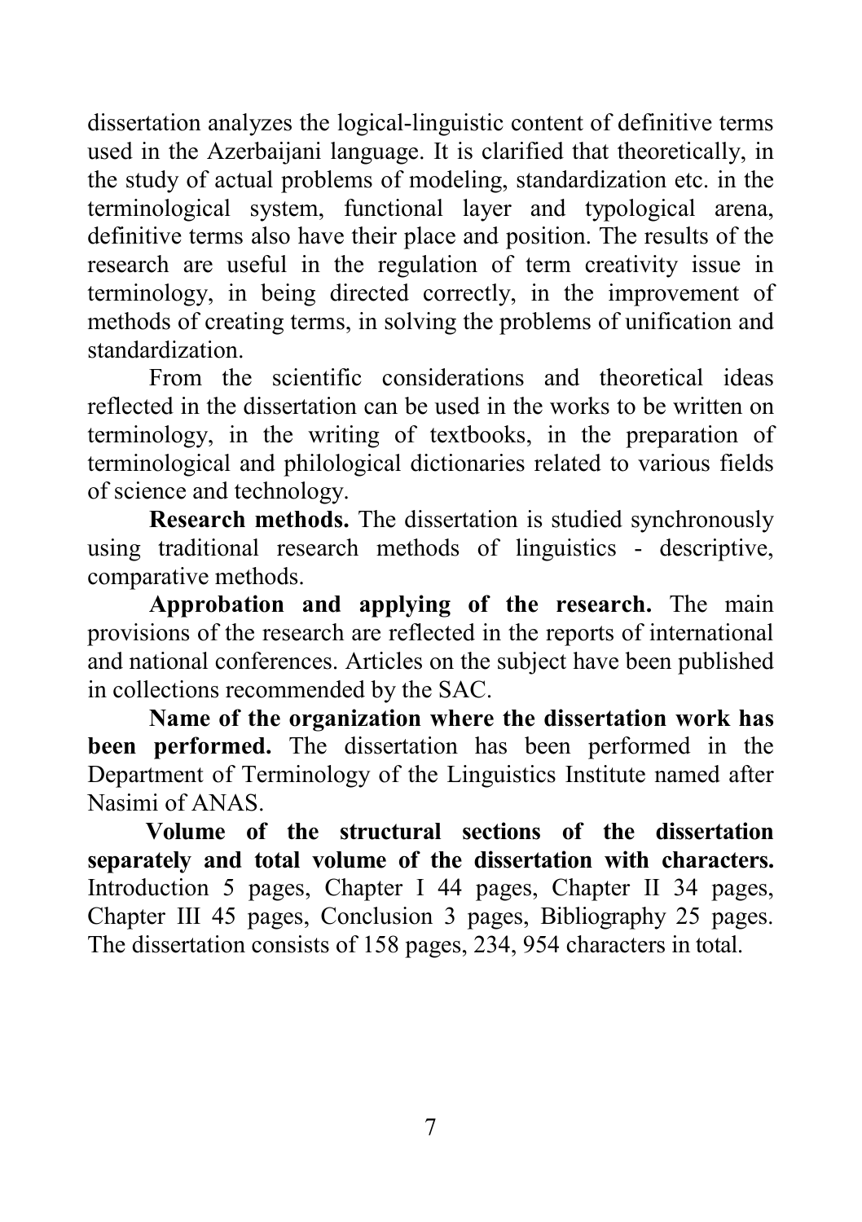dissertation analyzes the logical-linguistic content of definitive terms used in the Azerbaijani language. It is clarified that theoretically, in the study of actual problems of modeling, standardization etc. in the terminological system, functional layer and typological arena, definitive terms also have their place and position. The results of the research are useful in the regulation of term creativity issue in terminology, in being directed correctly, in the improvement of methods of creating terms, in solving the problems of unification and standardization.

From the scientific considerations and theoretical ideas reflected in the dissertation can be used in the works to be written on terminology, in the writing of textbooks, in the preparation of terminological and philological dictionaries related to various fields of science and technology.

**Research methods.** The dissertation is studied synchronously using traditional research methods of linguistics - descriptive, comparative methods.

**Approbation and applying of the research.** The main provisions of the research are reflected in the reports of international and national conferences. Articles on the subject have been published in collections recommended by the SAC.

**Name of the organization where the dissertation work has been performed.** The dissertation has been performed in the Department of Terminology of the Linguistics Institute named after Nasimi of ANAS.

**Volume of the structural sections of the dissertation separately and total volume of the dissertation with characters.** Introduction 5 pages, Chapter I 44 pages, Chapter II 34 pages, Chapter III 45 pages, Conclusion 3 pages, Bibliography 25 pages. The dissertation consists of 158 pages, 234, 954 characters in total.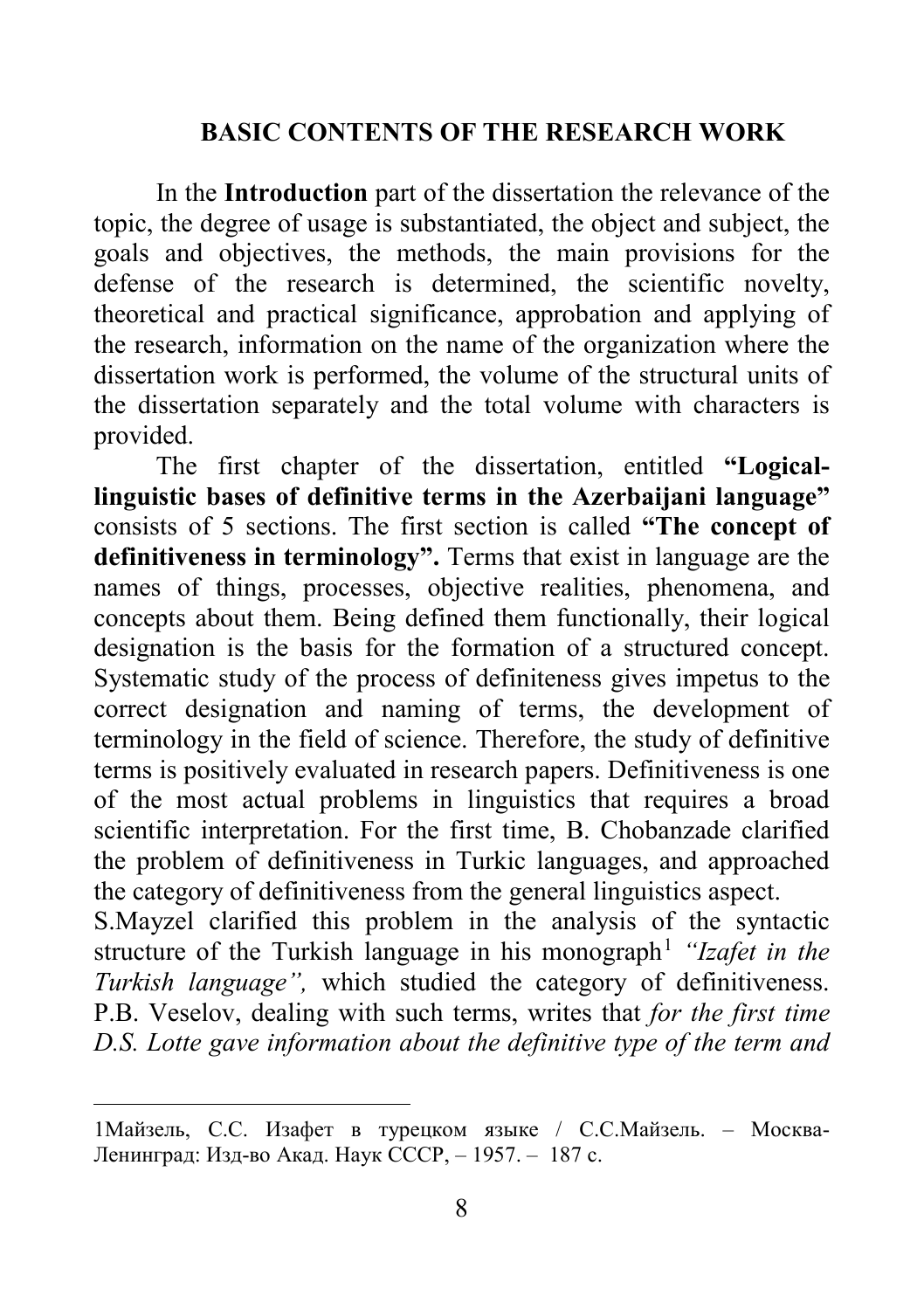## BASIC CONTENTS OF THE RESEARCH WORK

In the **Introduction** part of the dissertation the relevance of the topic, the degree of usage is substantiated, the object and subject, the goals and objectives, the methods, the main provisions for the defense of the research is determined, the scientific novelty, theoretical and practical significance, approbation and applying of the research, information on the name of the organization where the dissertation work is performed, the volume of the structural units of the dissertation separately and the total volume with characters is provided.

The first chapter of the dissertation, entitled **"Logical-linguistic bases of definitive terms in the Azerbaijani language"** consists of 5 sections. The first section is called **"The concept of definitiveness in terminology".** Terms that exist in language are the names of things, processes, objective realities, phenomena, and concepts about them. Being defined them functionally, their logical designation is the basis for the formation of a structured concept. Systematic study of the process of definiteness gives impetus to the correct designation and naming of terms, the development of terminology in the field of science. Therefore, the study of definitive terms is positively evaluated in research papers. Definitiveness is one of the most actual problems in linguistics that requires a broad scientific interpretation. For the first time, B. Chobanzade clarified the problem of definitiveness in Turkic languages, and approached the category of definitiveness from the general linguistics aspect.
S.Mayzel clarified this problem in the analysis of the syntactic structure of the Turkish language in his monograph[1] *"Izafet in the Turkish language",* which studied the category of definitiveness. P.B. Veselov, dealing with such terms, writes that *for the first time D.S. Lotte gave information about the definitive type of the term and*

---

1Майзель, С.С. Изафет в турецком языке / С.С.Майзель. – Москва-Ленинград: Изд-во Акад. Наук СССР, – 1957. – 187 с.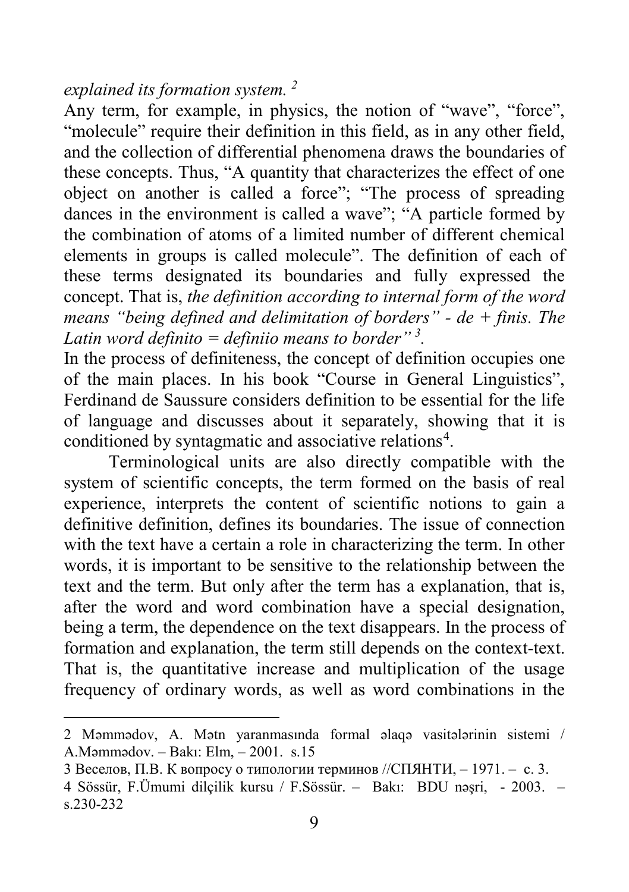*explained its formation system.* [2]

Any term, for example, in physics, the notion of "wave", "force", "molecule" require their definition in this field, as in any other field, and the collection of differential phenomena draws the boundaries of these concepts. Thus, "A quantity that characterizes the effect of one object on another is called a force"; "The process of spreading dances in the environment is called a wave"; "A particle formed by the combination of atoms of a limited number of different chemical elements in groups is called molecule". The definition of each of these terms designated its boundaries and fully expressed the concept. That is, *the definition according to internal form of the word means "being defined and delimitation of borders" - de + finis. The Latin word definito = definiio means to border"* [3].

In the process of definiteness, the concept of definition occupies one of the main places. In his book "Course in General Linguistics", Ferdinand de Saussure considers definition to be essential for the life of language and discusses about it separately, showing that it is conditioned by syntagmatic and associative relations[4].

Terminological units are also directly compatible with the system of scientific concepts, the term formed on the basis of real experience, interprets the content of scientific notions to gain a definitive definition, defines its boundaries. The issue of connection with the text have a certain a role in characterizing the term. In other words, it is important to be sensitive to the relationship between the text and the term. But only after the term has a explanation, that is, after the word and word combination have a special designation, being a term, the dependence on the text disappears. In the process of formation and explanation, the term still depends on the context-text. That is, the quantitative increase and multiplication of the usage frequency of ordinary words, as well as word combinations in the

---

2 Məmmədov, A. Mətn yaranmasında formal əlaqə vasitələrinin sistemi / A.Məmmədov. – Bakı: Elm, – 2001. s.15

3 Веселов, П.В. К вопросу о типологии терминов //СПЯНТИ, – 1971. – с. 3.

4 Sössür, F.Ümumi dilçilik kursu / F.Sössür. – Bakı: BDU nəşri, - 2003. – s.230-232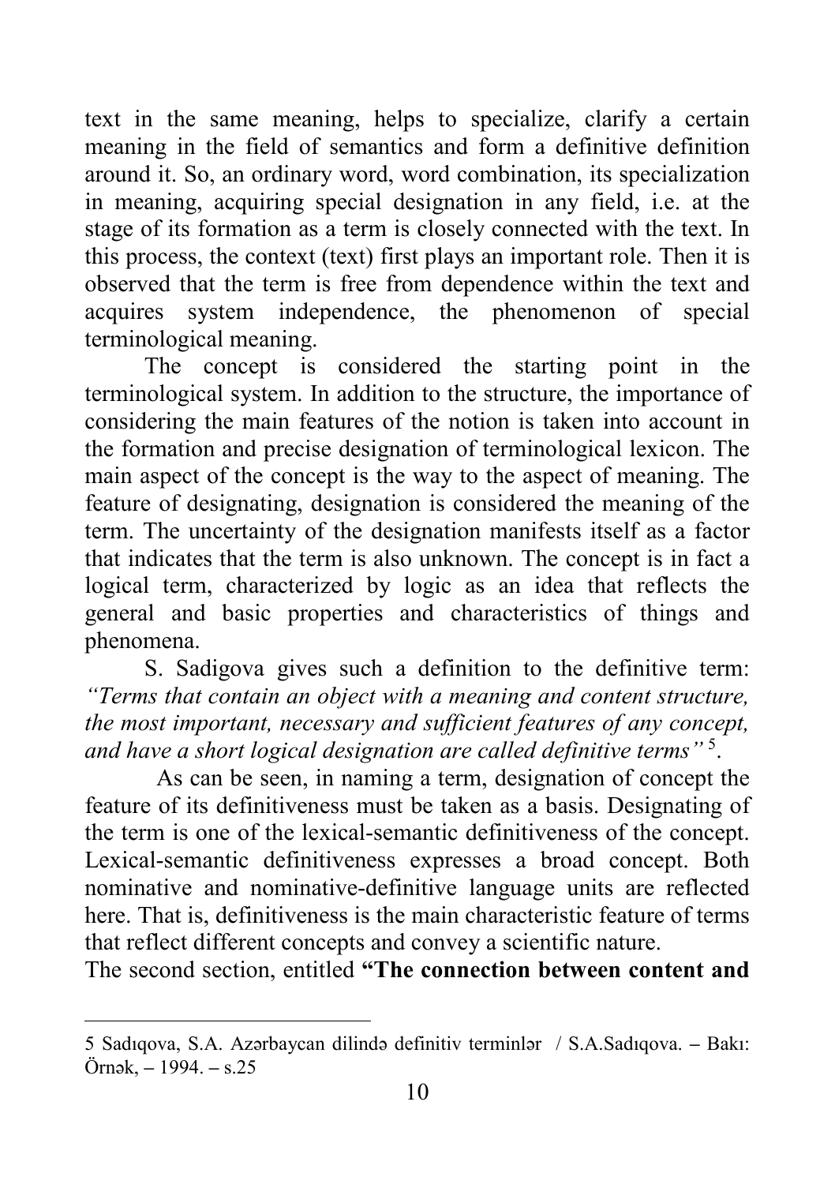text in the same meaning, helps to specialize, clarify a certain meaning in the field of semantics and form a definitive definition around it. So, an ordinary word, word combination, its specialization in meaning, acquiring special designation in any field, i.e. at the stage of its formation as a term is closely connected with the text. In this process, the context (text) first plays an important role. Then it is observed that the term is free from dependence within the text and acquires system independence, the phenomenon of special terminological meaning.

The concept is considered the starting point in the terminological system. In addition to the structure, the importance of considering the main features of the notion is taken into account in the formation and precise designation of terminological lexicon. The main aspect of the concept is the way to the aspect of meaning. The feature of designating, designation is considered the meaning of the term. The uncertainty of the designation manifests itself as a factor that indicates that the term is also unknown. The concept is in fact a logical term, characterized by logic as an idea that reflects the general and basic properties and characteristics of things and phenomena.

S. Sadigova gives such a definition to the definitive term: *"Terms that contain an object with a meaning and content structure, the most important, necessary and sufficient features of any concept, and have a short logical designation are called definitive terms"* [5].

As can be seen, in naming a term, designation of concept the feature of its definitiveness must be taken as a basis. Designating of the term is one of the lexical-semantic definitiveness of the concept. Lexical-semantic definitiveness expresses a broad concept. Both nominative and nominative-definitive language units are reflected here. That is, definitiveness is the main characteristic feature of terms that reflect different concepts and convey a scientific nature.

The second section, entitled **"The connection between content and**

---

5 Sadıqova, S.A. Azərbaycan dilində definitiv terminlər / S.A.Sadıqova. – Bakı: Örnək, – 1994. – s.25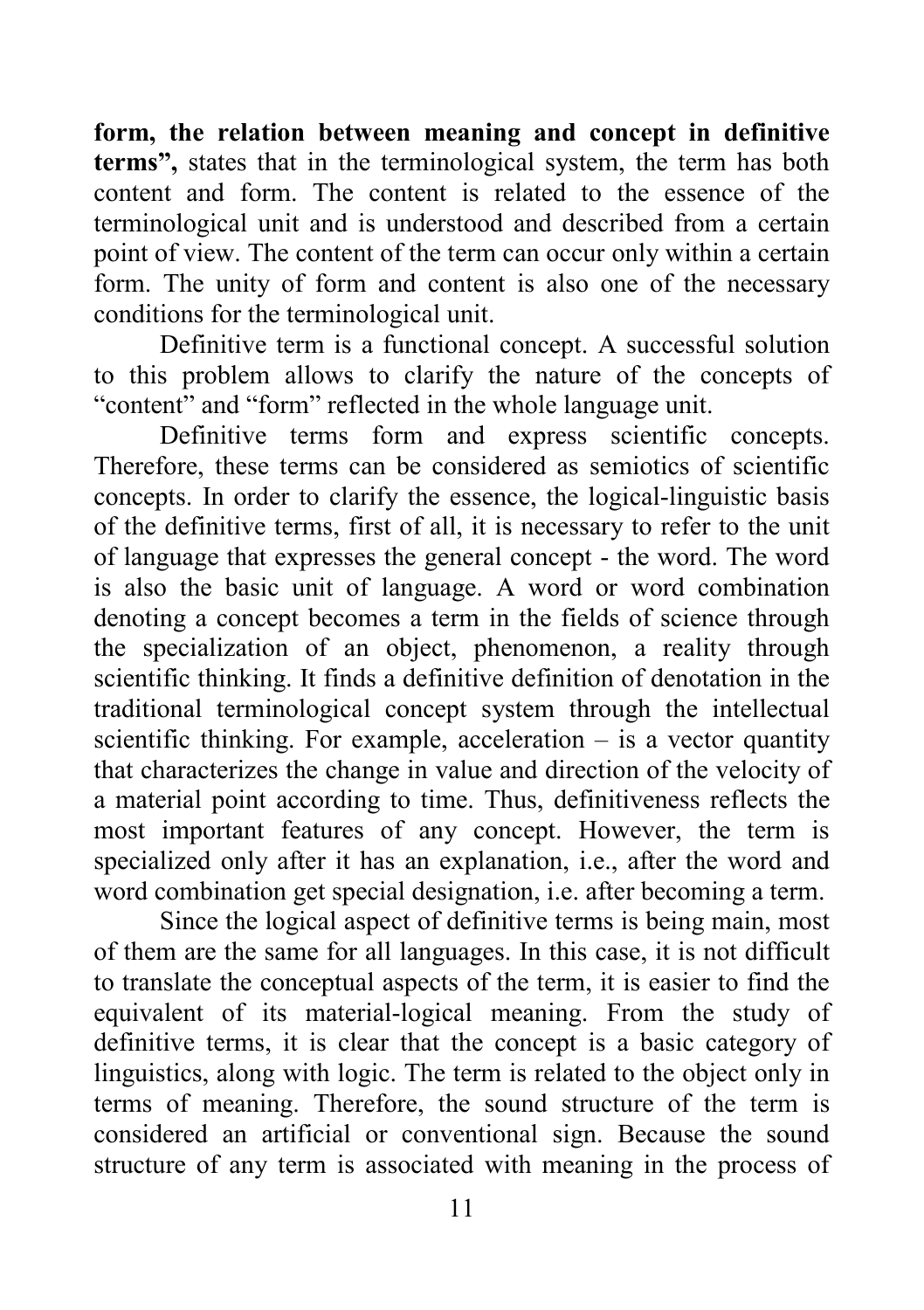**form, the relation between meaning and concept in definitive terms”,** states that in the terminological system, the term has both content and form. The content is related to the essence of the terminological unit and is understood and described from a certain point of view. The content of the term can occur only within a certain form. The unity of form and content is also one of the necessary conditions for the terminological unit.

Definitive term is a functional concept. A successful solution to this problem allows to clarify the nature of the concepts of “content” and “form” reflected in the whole language unit.

Definitive terms form and express scientific concepts. Therefore, these terms can be considered as semiotics of scientific concepts. In order to clarify the essence, the logical-linguistic basis of the definitive terms, first of all, it is necessary to refer to the unit of language that expresses the general concept - the word. The word is also the basic unit of language. A word or word combination denoting a concept becomes a term in the fields of science through the specialization of an object, phenomenon, a reality through scientific thinking. It finds a definitive definition of denotation in the traditional terminological concept system through the intellectual scientific thinking. For example, acceleration – is a vector quantity that characterizes the change in value and direction of the velocity of a material point according to time. Thus, definitiveness reflects the most important features of any concept. However, the term is specialized only after it has an explanation, i.e., after the word and word combination get special designation, i.e. after becoming a term.

Since the logical aspect of definitive terms is being main, most of them are the same for all languages. In this case, it is not difficult to translate the conceptual aspects of the term, it is easier to find the equivalent of its material-logical meaning. From the study of definitive terms, it is clear that the concept is a basic category of linguistics, along with logic. The term is related to the object only in terms of meaning. Therefore, the sound structure of the term is considered an artificial or conventional sign. Because the sound structure of any term is associated with meaning in the process of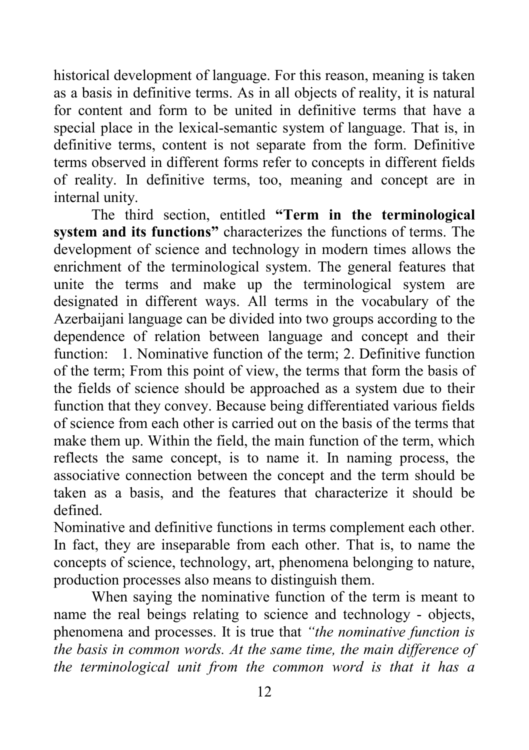historical development of language. For this reason, meaning is taken as a basis in definitive terms. As in all objects of reality, it is natural for content and form to be united in definitive terms that have a special place in the lexical-semantic system of language. That is, in definitive terms, content is not separate from the form. Definitive terms observed in different forms refer to concepts in different fields of reality. In definitive terms, too, meaning and concept are in internal unity.

The third section, entitled **"Term in the terminological system and its functions"** characterizes the functions of terms. The development of science and technology in modern times allows the enrichment of the terminological system. The general features that unite the terms and make up the terminological system are designated in different ways. All terms in the vocabulary of the Azerbaijani language can be divided into two groups according to the dependence of relation between language and concept and their function: 1. Nominative function of the term; 2. Definitive function of the term; From this point of view, the terms that form the basis of the fields of science should be approached as a system due to their function that they convey. Because being differentiated various fields of science from each other is carried out on the basis of the terms that make them up. Within the field, the main function of the term, which reflects the same concept, is to name it. In naming process, the associative connection between the concept and the term should be taken as a basis, and the features that characterize it should be defined.

Nominative and definitive functions in terms complement each other. In fact, they are inseparable from each other. That is, to name the concepts of science, technology, art, phenomena belonging to nature, production processes also means to distinguish them.

When saying the nominative function of the term is meant to name the real beings relating to science and technology - objects, phenomena and processes. It is true that *"the nominative function is the basis in common words. At the same time, the main difference of the terminological unit from the common word is that it has a*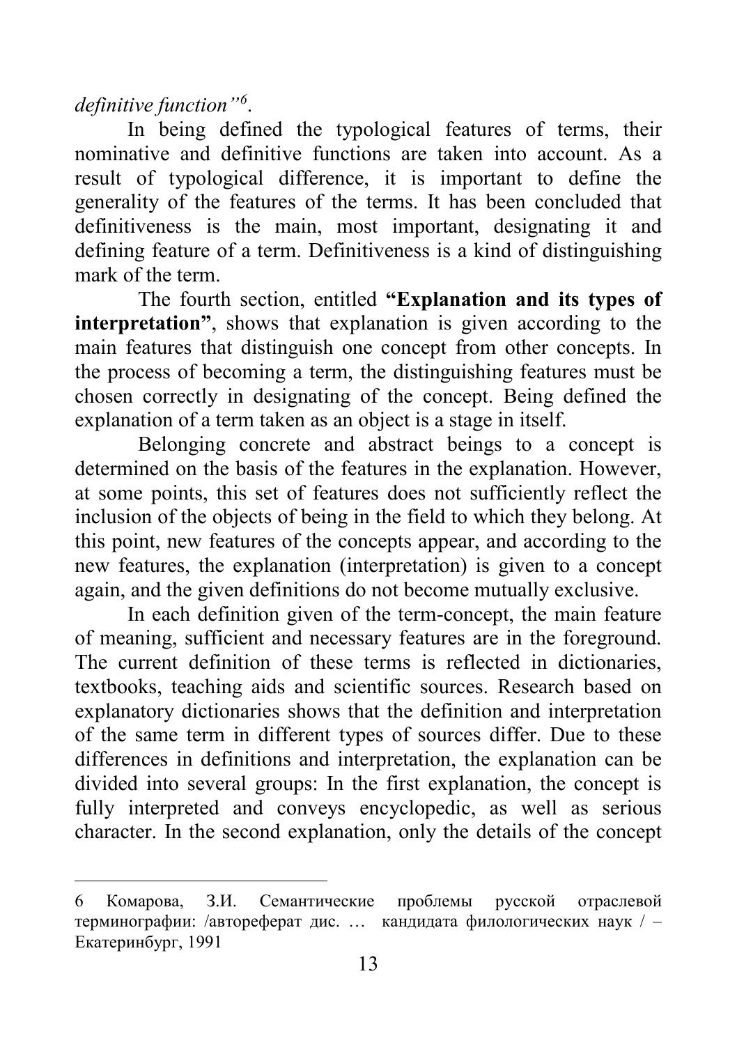*definitive function”[6].*

In being defined the typological features of terms, their nominative and definitive functions are taken into account. As a result of typological difference, it is important to define the generality of the features of the terms. It has been concluded that definitiveness is the main, most important, designating it and defining feature of a term. Definitiveness is a kind of distinguishing mark of the term.

The fourth section, entitled **“Explanation and its types of interpretation”**, shows that explanation is given according to the main features that distinguish one concept from other concepts. In the process of becoming a term, the distinguishing features must be chosen correctly in designating of the concept. Being defined the explanation of a term taken as an object is a stage in itself.

Belonging concrete and abstract beings to a concept is determined on the basis of the features in the explanation. However, at some points, this set of features does not sufficiently reflect the inclusion of the objects of being in the field to which they belong. At this point, new features of the concepts appear, and according to the new features, the explanation (interpretation) is given to a concept again, and the given definitions do not become mutually exclusive.

In each definition given of the term-concept, the main feature of meaning, sufficient and necessary features are in the foreground. The current definition of these terms is reflected in dictionaries, textbooks, teaching aids and scientific sources. Research based on explanatory dictionaries shows that the definition and interpretation of the same term in different types of sources differ. Due to these differences in definitions and interpretation, the explanation can be divided into several groups: In the first explanation, the concept is fully interpreted and conveys encyclopedic, as well as serious character. In the second explanation, only the details of the concept

---

6 Комарова, З.И. Семантические проблемы русской отраслевой терминографии: /автореферат дис. … кандидата филологических наук / – Екатеринбург, 1991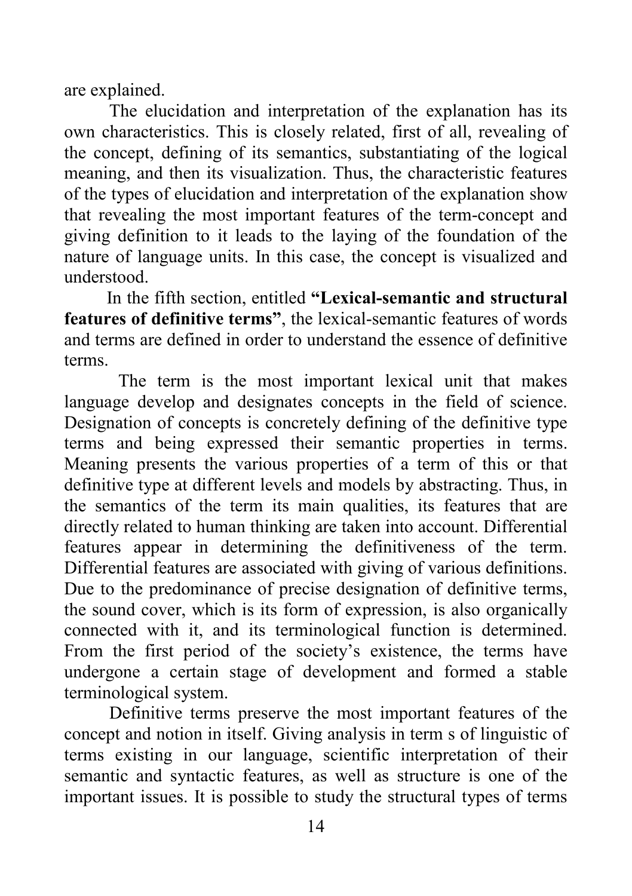are explained.

The elucidation and interpretation of the explanation has its own characteristics. This is closely related, first of all, revealing of the concept, defining of its semantics, substantiating of the logical meaning, and then its visualization. Thus, the characteristic features of the types of elucidation and interpretation of the explanation show that revealing the most important features of the term-concept and giving definition to it leads to the laying of the foundation of the nature of language units. In this case, the concept is visualized and understood.

In the fifth section, entitled **"Lexical-semantic and structural features of definitive terms"**, the lexical-semantic features of words and terms are defined in order to understand the essence of definitive terms.

The term is the most important lexical unit that makes language develop and designates concepts in the field of science. Designation of concepts is concretely defining of the definitive type terms and being expressed their semantic properties in terms. Meaning presents the various properties of a term of this or that definitive type at different levels and models by abstracting. Thus, in the semantics of the term its main qualities, its features that are directly related to human thinking are taken into account. Differential features appear in determining the definitiveness of the term. Differential features are associated with giving of various definitions. Due to the predominance of precise designation of definitive terms, the sound cover, which is its form of expression, is also organically connected with it, and its terminological function is determined. From the first period of the society's existence, the terms have undergone a certain stage of development and formed a stable terminological system.

Definitive terms preserve the most important features of the concept and notion in itself. Giving analysis in term s of linguistic of terms existing in our language, scientific interpretation of their semantic and syntactic features, as well as structure is one of the important issues. It is possible to study the structural types of terms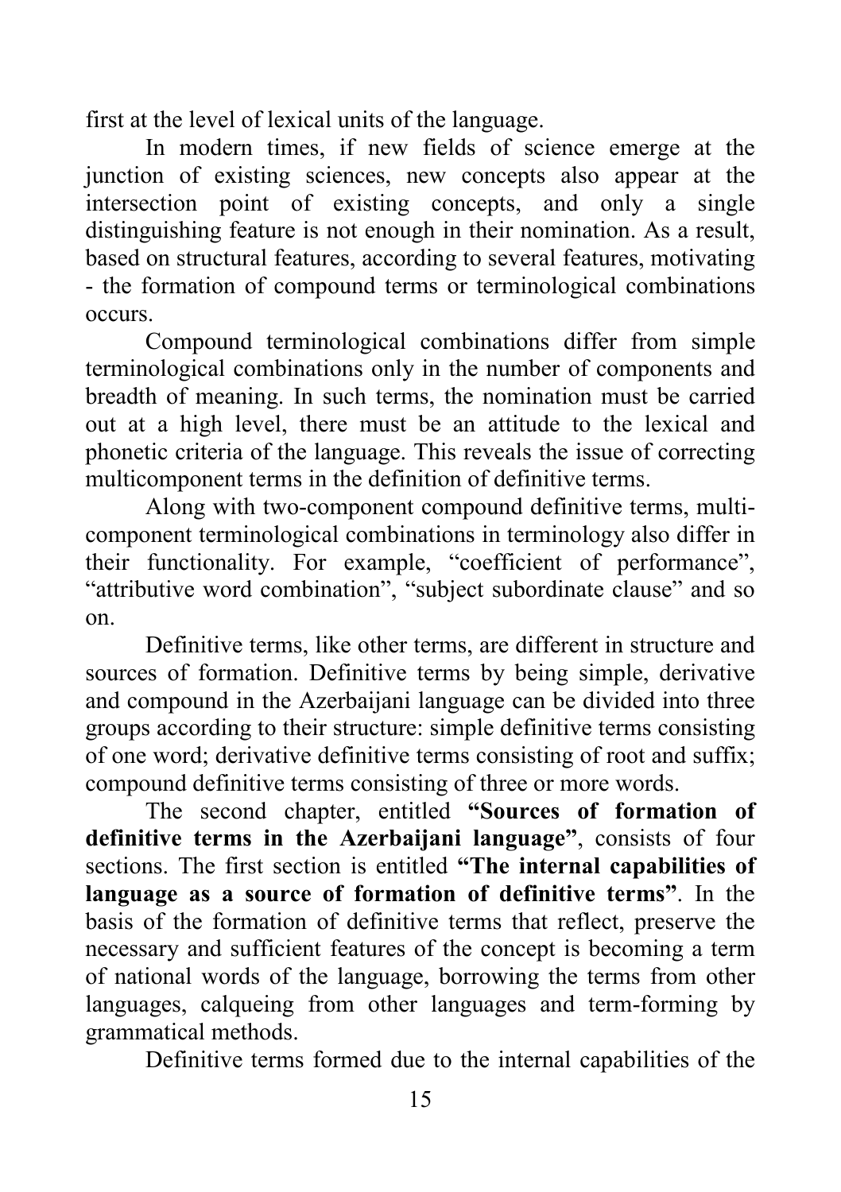first at the level of lexical units of the language.

In modern times, if new fields of science emerge at the junction of existing sciences, new concepts also appear at the intersection point of existing concepts, and only a single distinguishing feature is not enough in their nomination. As a result, based on structural features, according to several features, motivating - the formation of compound terms or terminological combinations occurs.

Compound terminological combinations differ from simple terminological combinations only in the number of components and breadth of meaning. In such terms, the nomination must be carried out at a high level, there must be an attitude to the lexical and phonetic criteria of the language. This reveals the issue of correcting multicomponent terms in the definition of definitive terms.

Along with two-component compound definitive terms, multi-component terminological combinations in terminology also differ in their functionality. For example, “coefficient of performance”, “attributive word combination”, “subject subordinate clause” and so on.

Definitive terms, like other terms, are different in structure and sources of formation. Definitive terms by being simple, derivative and compound in the Azerbaijani language can be divided into three groups according to their structure: simple definitive terms consisting of one word; derivative definitive terms consisting of root and suffix; compound definitive terms consisting of three or more words.

The second chapter, entitled **“Sources of formation of definitive terms in the Azerbaijani language”**, consists of four sections. The first section is entitled **“The internal capabilities of language as a source of formation of definitive terms”**. In the basis of the formation of definitive terms that reflect, preserve the necessary and sufficient features of the concept is becoming a term of national words of the language, borrowing the terms from other languages, calqueing from other languages and term-forming by grammatical methods.

Definitive terms formed due to the internal capabilities of the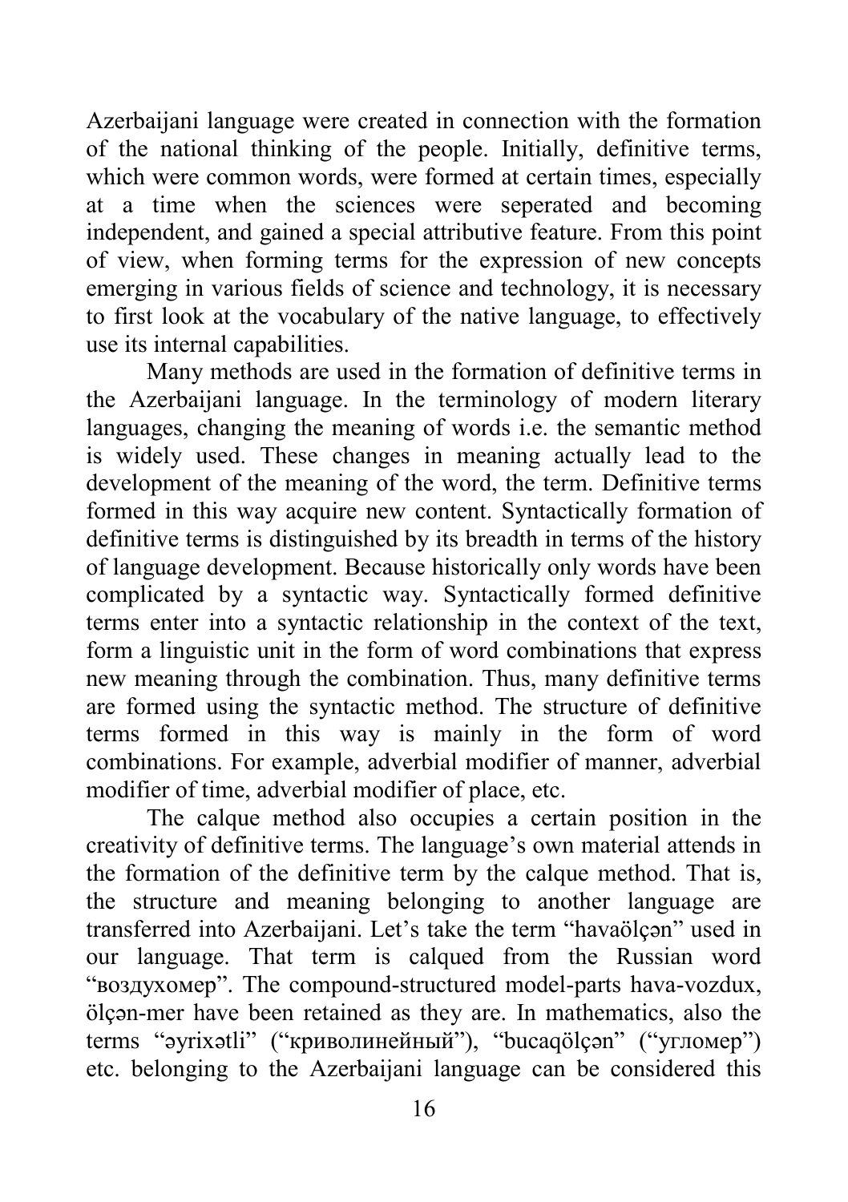Azerbaijani language were created in connection with the formation of the national thinking of the people. Initially, definitive terms, which were common words, were formed at certain times, especially at a time when the sciences were seperated and becoming independent, and gained a special attributive feature. From this point of view, when forming terms for the expression of new concepts emerging in various fields of science and technology, it is necessary to first look at the vocabulary of the native language, to effectively use its internal capabilities.

Many methods are used in the formation of definitive terms in the Azerbaijani language. In the terminology of modern literary languages, changing the meaning of words i.e. the semantic method is widely used. These changes in meaning actually lead to the development of the meaning of the word, the term. Definitive terms formed in this way acquire new content. Syntactically formation of definitive terms is distinguished by its breadth in terms of the history of language development. Because historically only words have been complicated by a syntactic way. Syntactically formed definitive terms enter into a syntactic relationship in the context of the text, form a linguistic unit in the form of word combinations that express new meaning through the combination. Thus, many definitive terms are formed using the syntactic method. The structure of definitive terms formed in this way is mainly in the form of word combinations. For example, adverbial modifier of manner, adverbial modifier of time, adverbial modifier of place, etc.

The calque method also occupies a certain position in the creativity of definitive terms. The language's own material attends in the formation of the definitive term by the calque method. That is, the structure and meaning belonging to another language are transferred into Azerbaijani. Let's take the term "havaölçən" used in our language. That term is calqued from the Russian word "воздухомер". The compound-structured model-parts hava-vozdux, ölçən-mer have been retained as they are. In mathematics, also the terms "əyrixətli" ("криволинейный"), "bucaqölçən" ("угломер") etc. belonging to the Azerbaijani language can be considered this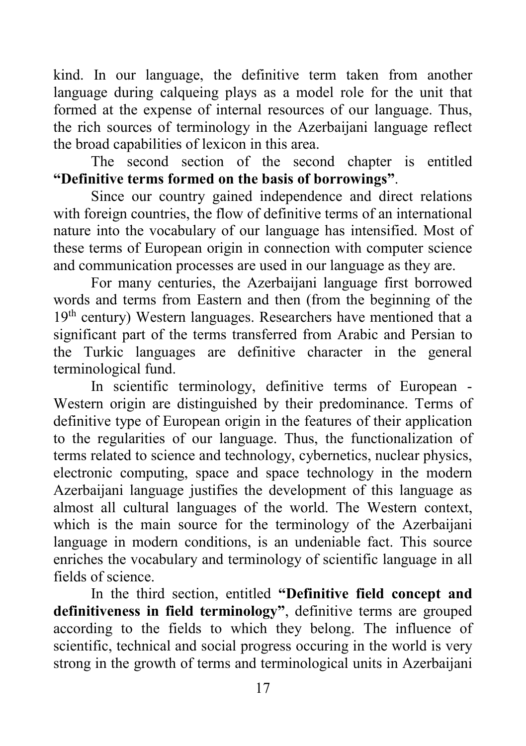kind. In our language, the definitive term taken from another language during calqueing plays as a model role for the unit that formed at the expense of internal resources of our language. Thus, the rich sources of terminology in the Azerbaijani language reflect the broad capabilities of lexicon in this area.

The second section of the second chapter is entitled **"Definitive terms formed on the basis of borrowings"**.

Since our country gained independence and direct relations with foreign countries, the flow of definitive terms of an international nature into the vocabulary of our language has intensified. Most of these terms of European origin in connection with computer science and communication processes are used in our language as they are.

For many centuries, the Azerbaijani language first borrowed words and terms from Eastern and then (from the beginning of the 19th century) Western languages. Researchers have mentioned that a significant part of the terms transferred from Arabic and Persian to the Turkic languages are definitive character in the general terminological fund.

In scientific terminology, definitive terms of European - Western origin are distinguished by their predominance. Terms of definitive type of European origin in the features of their application to the regularities of our language. Thus, the functionalization of terms related to science and technology, cybernetics, nuclear physics, electronic computing, space and space technology in the modern Azerbaijani language justifies the development of this language as almost all cultural languages of the world. The Western context, which is the main source for the terminology of the Azerbaijani language in modern conditions, is an undeniable fact. This source enriches the vocabulary and terminology of scientific language in all fields of science.

In the third section, entitled **"Definitive field concept and definitiveness in field terminology"**, definitive terms are grouped according to the fields to which they belong. The influence of scientific, technical and social progress occuring in the world is very strong in the growth of terms and terminological units in Azerbaijani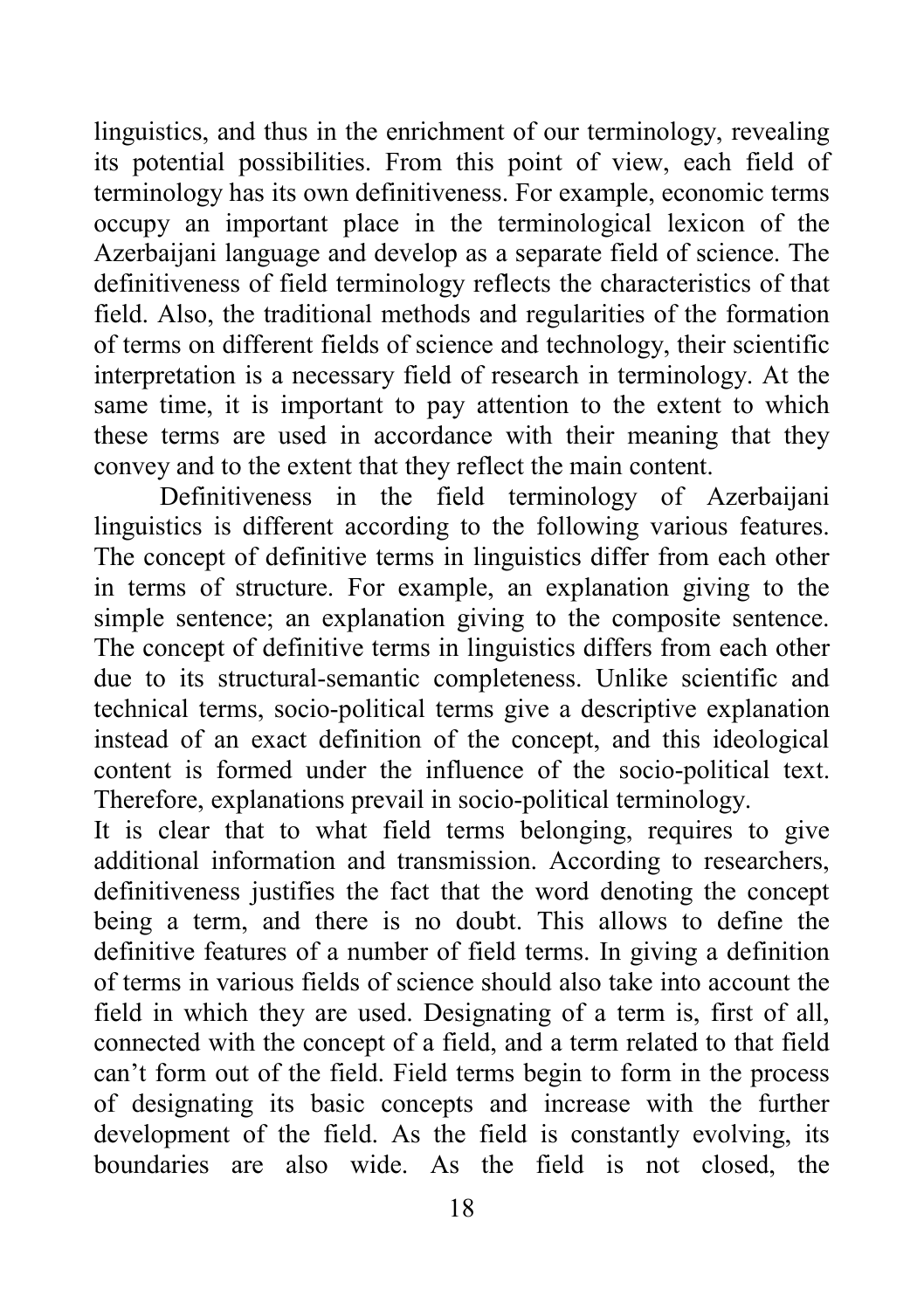linguistics, and thus in the enrichment of our terminology, revealing its potential possibilities. From this point of view, each field of terminology has its own definitiveness. For example, economic terms occupy an important place in the terminological lexicon of the Azerbaijani language and develop as a separate field of science. The definitiveness of field terminology reflects the characteristics of that field. Also, the traditional methods and regularities of the formation of terms on different fields of science and technology, their scientific interpretation is a necessary field of research in terminology. At the same time, it is important to pay attention to the extent to which these terms are used in accordance with their meaning that they convey and to the extent that they reflect the main content.

Definitiveness in the field terminology of Azerbaijani linguistics is different according to the following various features. The concept of definitive terms in linguistics differ from each other in terms of structure. For example, an explanation giving to the simple sentence; an explanation giving to the composite sentence. The concept of definitive terms in linguistics differs from each other due to its structural-semantic completeness. Unlike scientific and technical terms, socio-political terms give a descriptive explanation instead of an exact definition of the concept, and this ideological content is formed under the influence of the socio-political text. Therefore, explanations prevail in socio-political terminology.

It is clear that to what field terms belonging, requires to give additional information and transmission. According to researchers, definitiveness justifies the fact that the word denoting the concept being a term, and there is no doubt. This allows to define the definitive features of a number of field terms. In giving a definition of terms in various fields of science should also take into account the field in which they are used. Designating of a term is, first of all, connected with the concept of a field, and a term related to that field can't form out of the field. Field terms begin to form in the process of designating its basic concepts and increase with the further development of the field. As the field is constantly evolving, its boundaries are also wide. As the field is not closed, the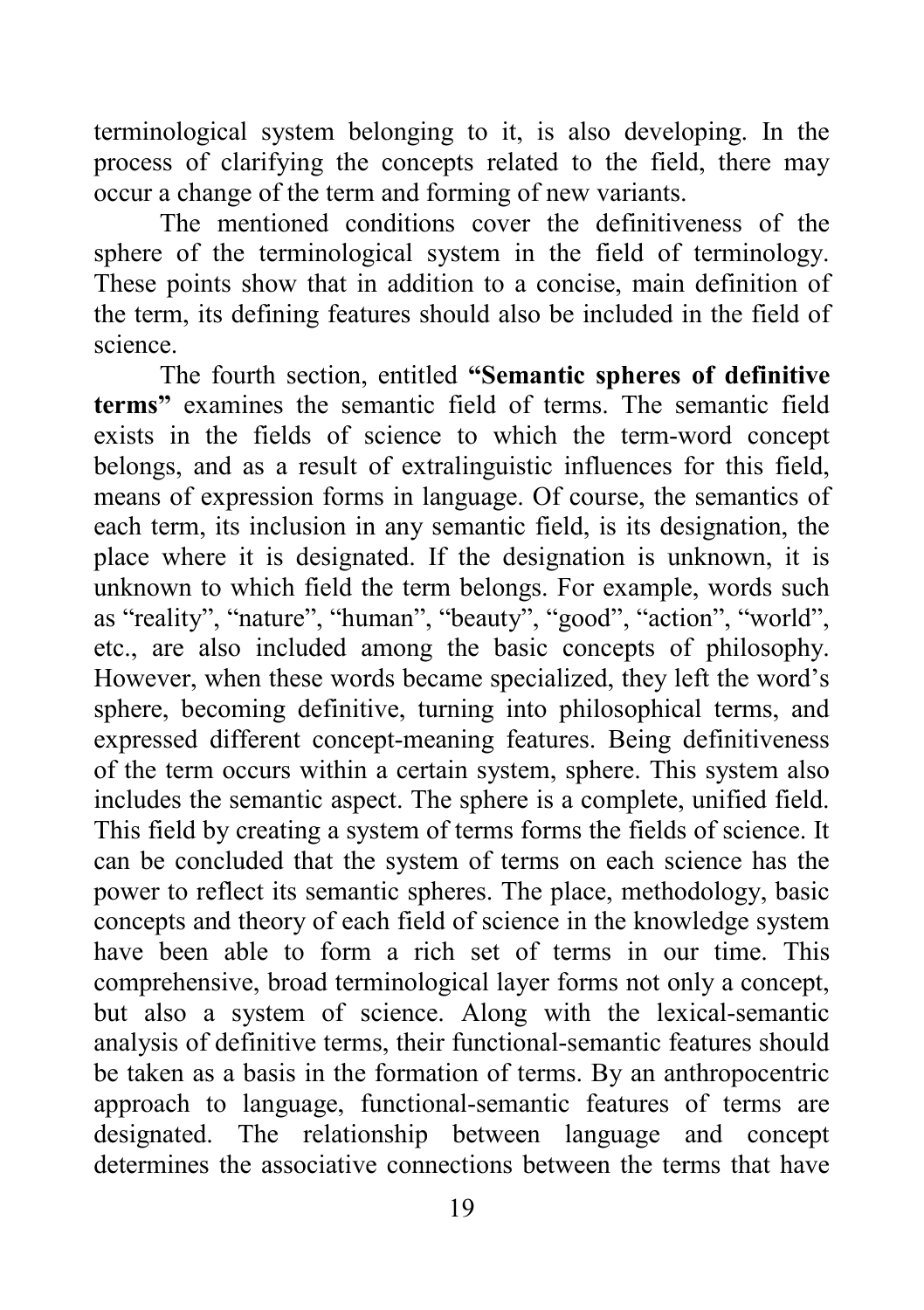terminological system belonging to it, is also developing. In the process of clarifying the concepts related to the field, there may occur a change of the term and forming of new variants.

The mentioned conditions cover the definitiveness of the sphere of the terminological system in the field of terminology. These points show that in addition to a concise, main definition of the term, its defining features should also be included in the field of science.

The fourth section, entitled **"Semantic spheres of definitive terms"** examines the semantic field of terms. The semantic field exists in the fields of science to which the term-word concept belongs, and as a result of extralinguistic influences for this field, means of expression forms in language. Of course, the semantics of each term, its inclusion in any semantic field, is its designation, the place where it is designated. If the designation is unknown, it is unknown to which field the term belongs. For example, words such as "reality", "nature", "human", "beauty", "good", "action", "world", etc., are also included among the basic concepts of philosophy. However, when these words became specialized, they left the word's sphere, becoming definitive, turning into philosophical terms, and expressed different concept-meaning features. Being definitiveness of the term occurs within a certain system, sphere. This system also includes the semantic aspect. The sphere is a complete, unified field. This field by creating a system of terms forms the fields of science. It can be concluded that the system of terms on each science has the power to reflect its semantic spheres. The place, methodology, basic concepts and theory of each field of science in the knowledge system have been able to form a rich set of terms in our time. This comprehensive, broad terminological layer forms not only a concept, but also a system of science. Along with the lexical-semantic analysis of definitive terms, their functional-semantic features should be taken as a basis in the formation of terms. By an anthropocentric approach to language, functional-semantic features of terms are designated. The relationship between language and concept determines the associative connections between the terms that have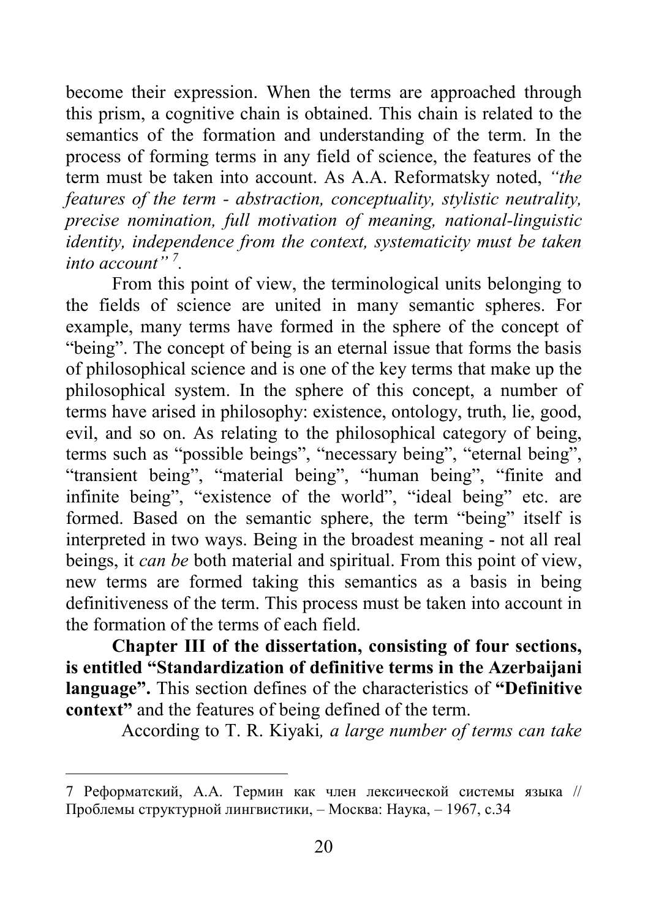become their expression. When the terms are approached through this prism, a cognitive chain is obtained. This chain is related to the semantics of the formation and understanding of the term. In the process of forming terms in any field of science, the features of the term must be taken into account. As A.A. Reformatsky noted, *"the features of the term - abstraction, conceptuality, stylistic neutrality, precise nomination, full motivation of meaning, national-linguistic identity, independence from the context, systematicity must be taken into account"* [7].

From this point of view, the terminological units belonging to the fields of science are united in many semantic spheres. For example, many terms have formed in the sphere of the concept of "being". The concept of being is an eternal issue that forms the basis of philosophical science and is one of the key terms that make up the philosophical system. In the sphere of this concept, a number of terms have arised in philosophy: existence, ontology, truth, lie, good, evil, and so on. As relating to the philosophical category of being, terms such as "possible beings", "necessary being", "eternal being", "transient being", "material being", "human being", "finite and infinite being", "existence of the world", "ideal being" etc. are formed. Based on the semantic sphere, the term "being" itself is interpreted in two ways. Being in the broadest meaning - not all real beings, it *can be* both material and spiritual. From this point of view, new terms are formed taking this semantics as a basis in being definitiveness of the term. This process must be taken into account in the formation of the terms of each field.

**Chapter III of the dissertation, consisting of four sections, is entitled "Standardization of definitive terms in the Azerbaijani language".** This section defines of the characteristics of **"Definitive context"** and the features of being defined of the term.

According to T. R. Kiyaki*, a large number of terms can take*

---

7 Реформатский, А.А. Термин как член лексической системы языка // Проблемы структурной лингвистики, – Москва: Наука, – 1967, с.34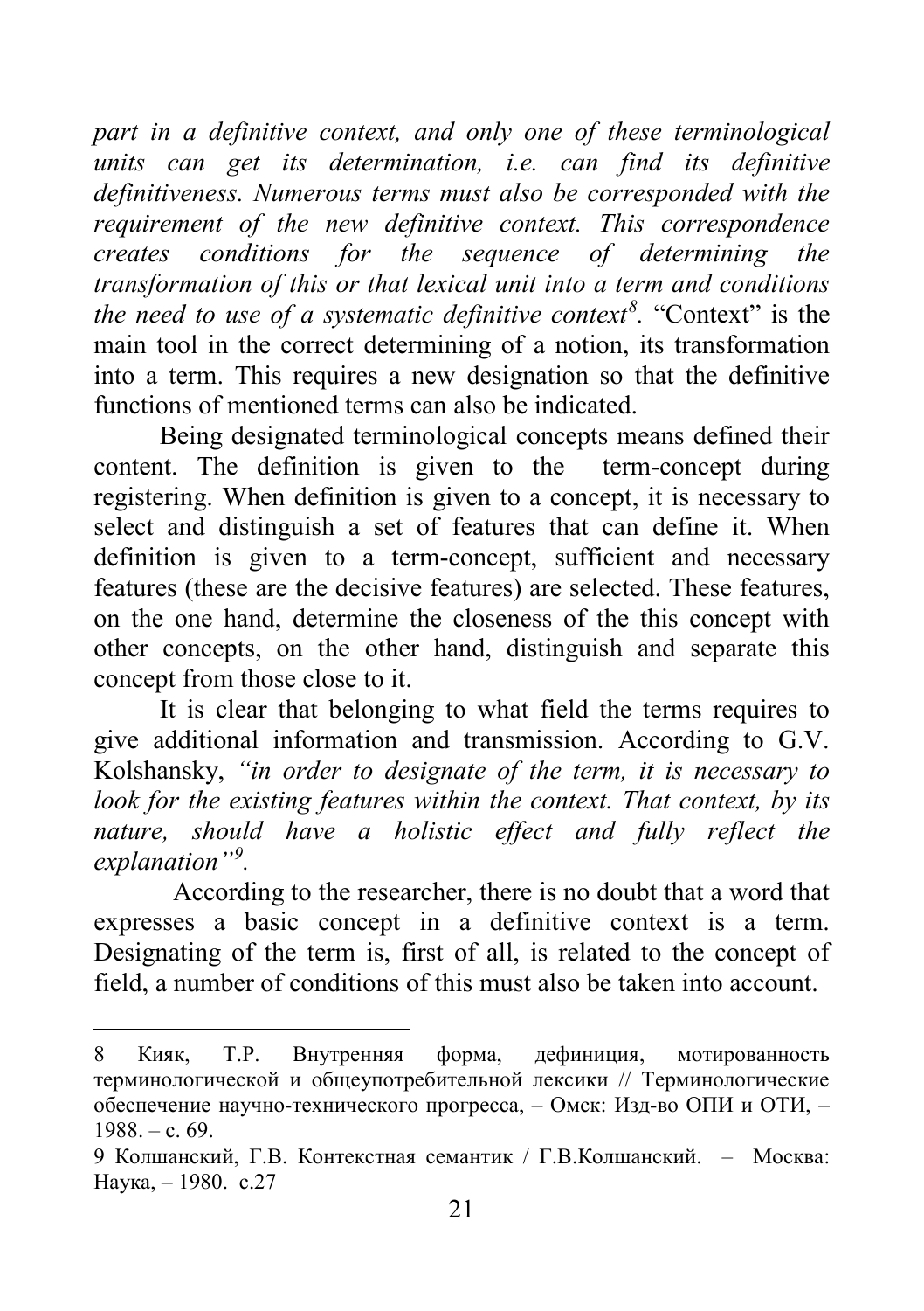*part in a definitive context, and only one of these terminological units can get its determination, i.e. can find its definitive definitiveness. Numerous terms must also be corresponded with the requirement of the new definitive context. This correspondence creates conditions for the sequence of determining the transformation of this or that lexical unit into a term and conditions the need to use of a systematic definitive context*[8]. "Context" is the main tool in the correct determining of a notion, its transformation into a term. This requires a new designation so that the definitive functions of mentioned terms can also be indicated.

Being designated terminological concepts means defined their content. The definition is given to the term-concept during registering. When definition is given to a concept, it is necessary to select and distinguish a set of features that can define it. When definition is given to a term-concept, sufficient and necessary features (these are the decisive features) are selected. These features, on the one hand, determine the closeness of the this concept with other concepts, on the other hand, distinguish and separate this concept from those close to it.

It is clear that belonging to what field the terms requires to give additional information and transmission. According to G.V. Kolshansky, *"in order to designate of the term, it is necessary to look for the existing features within the context. That context, by its nature, should have a holistic effect and fully reflect the explanation"*[9].

According to the researcher, there is no doubt that a word that expresses a basic concept in a definitive context is a term. Designating of the term is, first of all, is related to the concept of field, a number of conditions of this must also be taken into account.

---

8 Кияк, Т.Р. Внутренняя форма, дефиниция, мотированность терминологической и общеупотребительной лексики // Терминологические обеспечение научно-технического прогресса, – Омск: Изд-во ОПИ и ОТИ, – 1988. – с. 69.

9 Колшанский, Г.В. Контекстная семантик / Г.В.Колшанский. – Москва: Наука, – 1980. с.27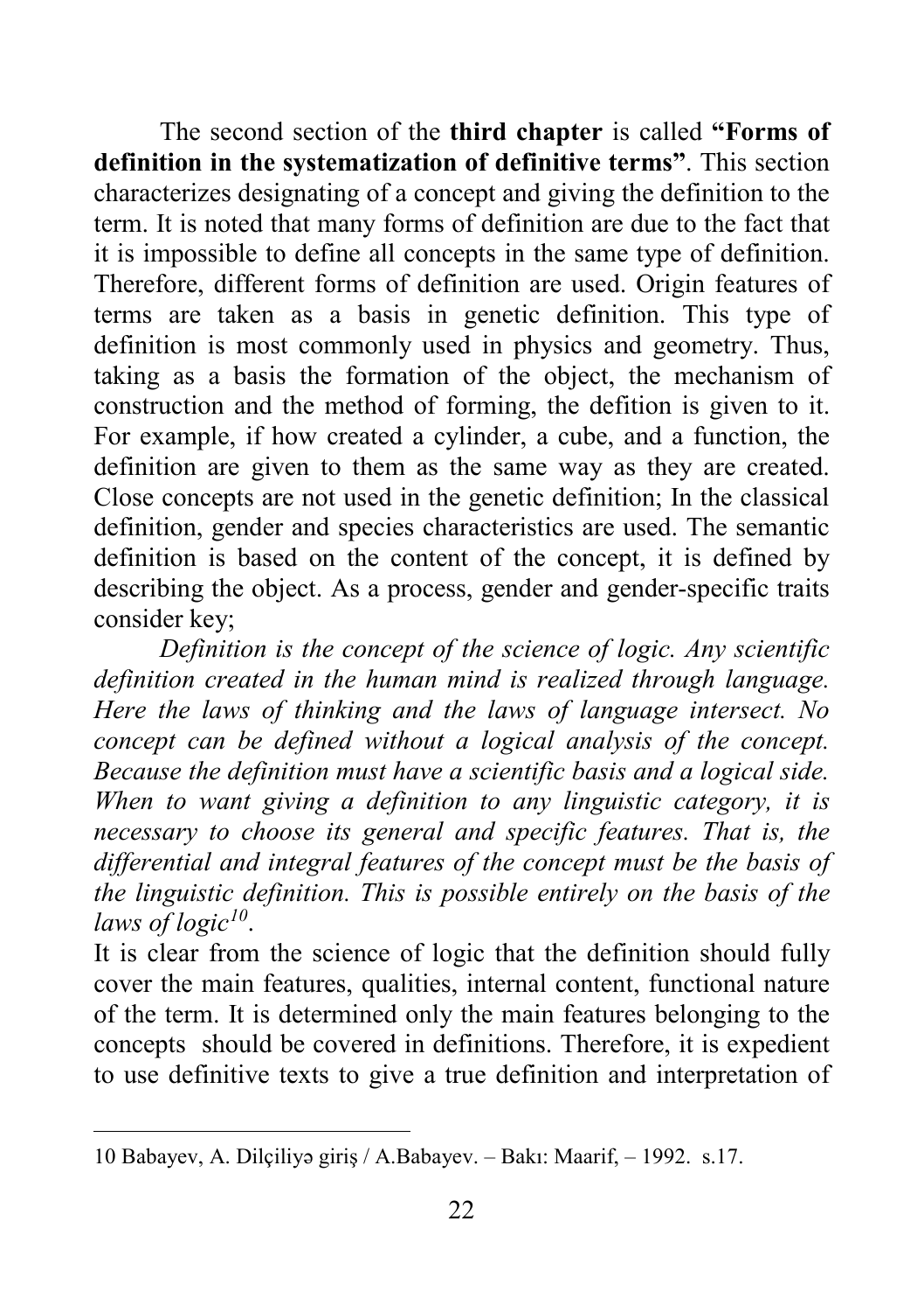The second section of the **third chapter** is called **"Forms of definition in the systematization of definitive terms"**. This section characterizes designating of a concept and giving the definition to the term. It is noted that many forms of definition are due to the fact that it is impossible to define all concepts in the same type of definition. Therefore, different forms of definition are used. Origin features of terms are taken as a basis in genetic definition. This type of definition is most commonly used in physics and geometry. Thus, taking as a basis the formation of the object, the mechanism of construction and the method of forming, the defition is given to it. For example, if how created a cylinder, a cube, and a function, the definition are given to them as the same way as they are created. Close concepts are not used in the genetic definition; In the classical definition, gender and species characteristics are used. The semantic definition is based on the content of the concept, it is defined by describing the object. As a process, gender and gender-specific traits consider key;

*Definition is the concept of the science of logic. Any scientific definition created in the human mind is realized through language. Here the laws of thinking and the laws of language intersect. No concept can be defined without a logical analysis of the concept. Because the definition must have a scientific basis and a logical side. When to want giving a definition to any linguistic category, it is necessary to choose its general and specific features. That is, the differential and integral features of the concept must be the basis of the linguistic definition. This is possible entirely on the basis of the laws of logic*[10].

It is clear from the science of logic that the definition should fully cover the main features, qualities, internal content, functional nature of the term. It is determined only the main features belonging to the concepts should be covered in definitions. Therefore, it is expedient to use definitive texts to give a true definition and interpretation of

10 Babayev, A. Dilçiliyə giriş / A.Babayev. – Bakı: Maarif, – 1992. s.17.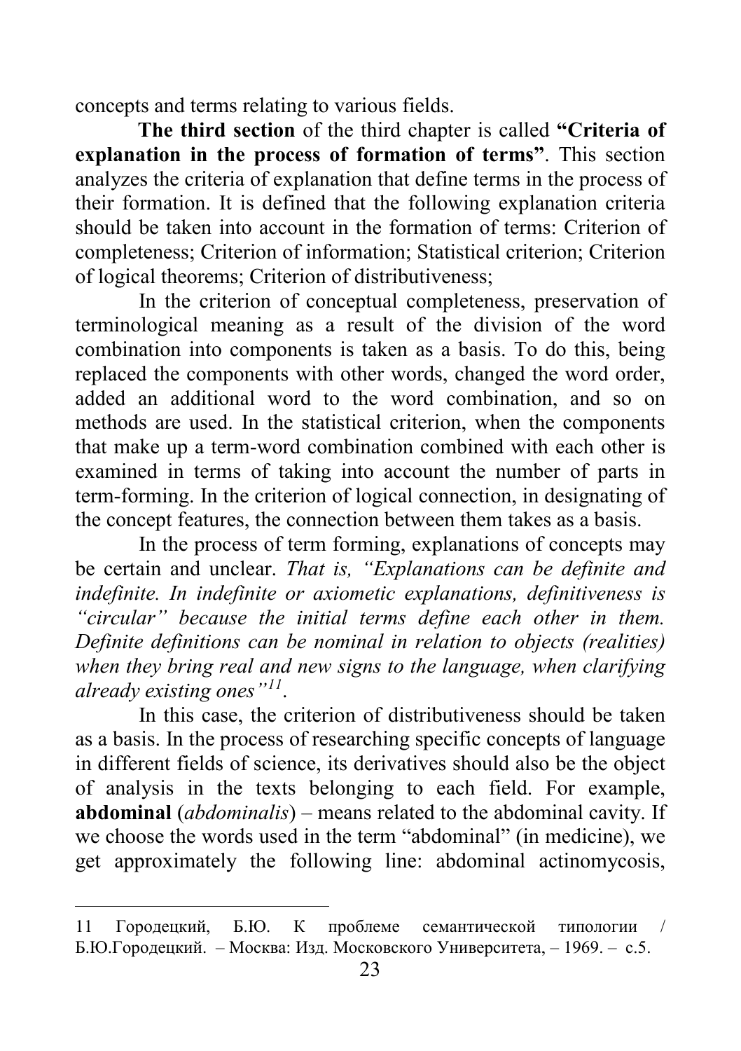concepts and terms relating to various fields.

**The third section** of the third chapter is called **"Criteria of explanation in the process of formation of terms"**. This section analyzes the criteria of explanation that define terms in the process of their formation. It is defined that the following explanation criteria should be taken into account in the formation of terms: Criterion of completeness; Criterion of information; Statistical criterion; Criterion of logical theorems; Criterion of distributiveness;

In the criterion of conceptual completeness, preservation of terminological meaning as a result of the division of the word combination into components is taken as a basis. To do this, being replaced the components with other words, changed the word order, added an additional word to the word combination, and so on methods are used. In the statistical criterion, when the components that make up a term-word combination combined with each other is examined in terms of taking into account the number of parts in term-forming. In the criterion of logical connection, in designating of the concept features, the connection between them takes as a basis.

In the process of term forming, explanations of concepts may be certain and unclear. *That is, "Explanations can be definite and indefinite. In indefinite or axiometic explanations, definitiveness is "circular" because the initial terms define each other in them. Definite definitions can be nominal in relation to objects (realities) when they bring real and new signs to the language, when clarifying already existing ones"*[11].

In this case, the criterion of distributiveness should be taken as a basis. In the process of researching specific concepts of language in different fields of science, its derivatives should also be the object of analysis in the texts belonging to each field. For example, **abdominal** (*abdominalis*) – means related to the abdominal cavity. If we choose the words used in the term "abdominal" (in medicine), we get approximately the following line: abdominal actinomycosis,

---

11 Городецкий, Б.Ю. К проблеме семантической типологии / Б.Ю.Городецкий. – Москва: Изд. Московского Университета, – 1969. – с.5.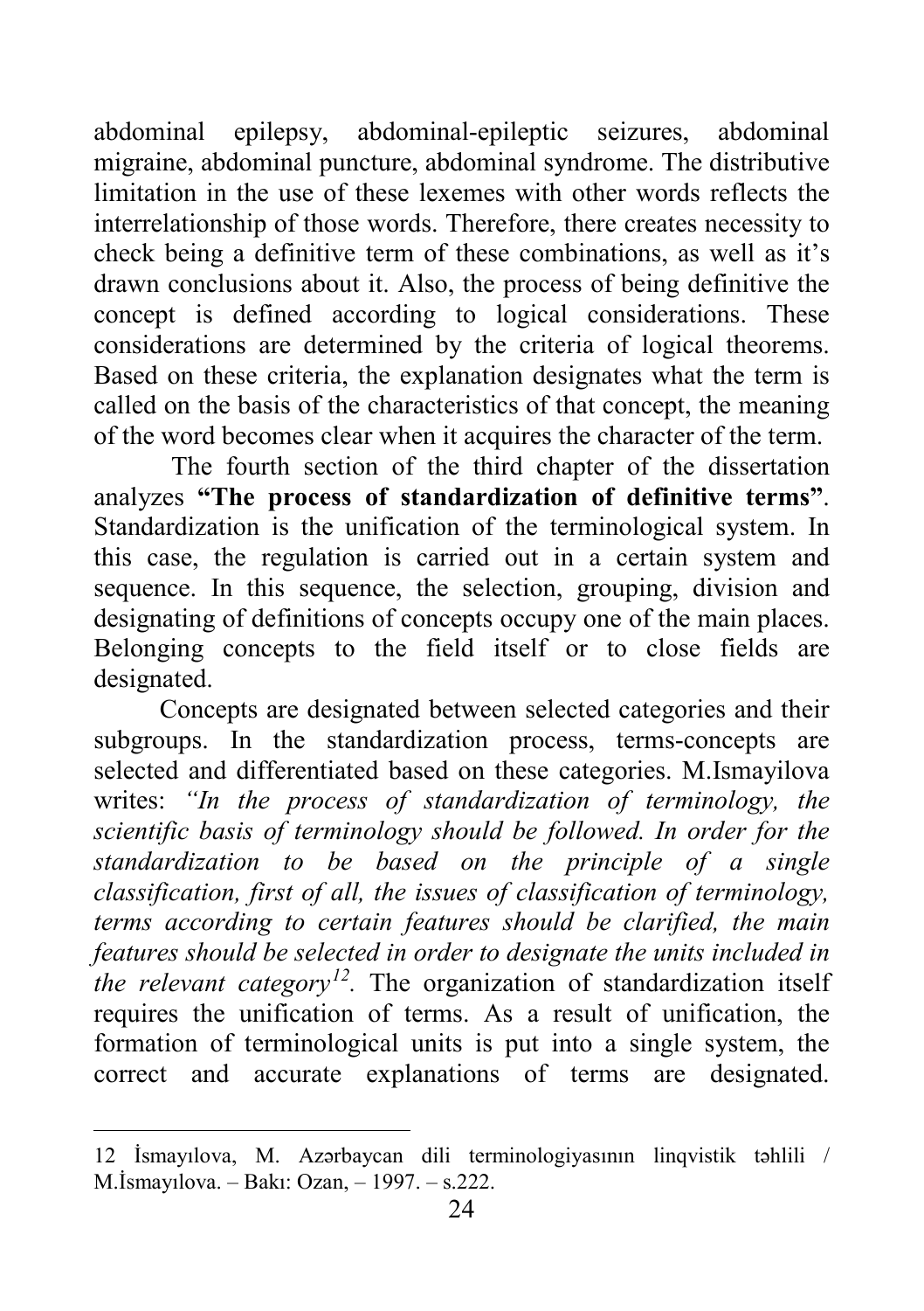abdominal epilepsy, abdominal-epileptic seizures, abdominal migraine, abdominal puncture, abdominal syndrome. The distributive limitation in the use of these lexemes with other words reflects the interrelationship of those words. Therefore, there creates necessity to check being a definitive term of these combinations, as well as it's drawn conclusions about it. Also, the process of being definitive the concept is defined according to logical considerations. These considerations are determined by the criteria of logical theorems. Based on these criteria, the explanation designates what the term is called on the basis of the characteristics of that concept, the meaning of the word becomes clear when it acquires the character of the term.

The fourth section of the third chapter of the dissertation analyzes **"The process of standardization of definitive terms"**. Standardization is the unification of the terminological system. In this case, the regulation is carried out in a certain system and sequence. In this sequence, the selection, grouping, division and designating of definitions of concepts occupy one of the main places. Belonging concepts to the field itself or to close fields are designated.

Concepts are designated between selected categories and their subgroups. In the standardization process, terms-concepts are selected and differentiated based on these categories. M.Ismayilova writes: *"In the process of standardization of terminology, the scientific basis of terminology should be followed. In order for the standardization to be based on the principle of a single classification, first of all, the issues of classification of terminology, terms according to certain features should be clarified, the main features should be selected in order to designate the units included in the relevant category*[12]. The organization of standardization itself requires the unification of terms. As a result of unification, the formation of terminological units is put into a single system, the correct and accurate explanations of terms are designated.

---

12 İsmayılova, M. Azərbaycan dili terminologiyasının linqvistik təhlili / M.İsmayılova. – Bakı: Ozan, – 1997. – s.222.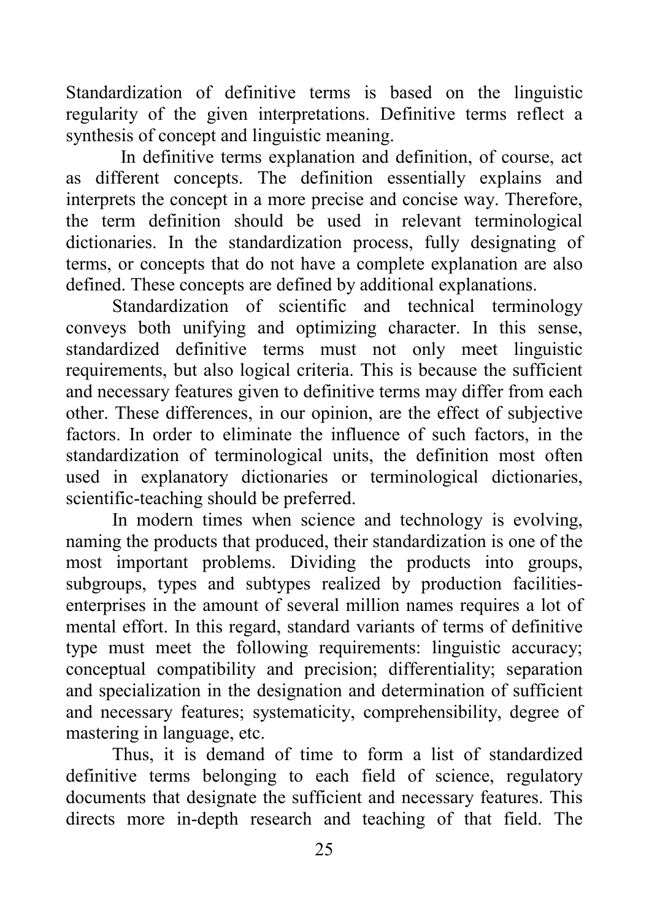Standardization of definitive terms is based on the linguistic regularity of the given interpretations. Definitive terms reflect a synthesis of concept and linguistic meaning.

In definitive terms explanation and definition, of course, act as different concepts. The definition essentially explains and interprets the concept in a more precise and concise way. Therefore, the term definition should be used in relevant terminological dictionaries. In the standardization process, fully designating of terms, or concepts that do not have a complete explanation are also defined. These concepts are defined by additional explanations.

Standardization of scientific and technical terminology conveys both unifying and optimizing character. In this sense, standardized definitive terms must not only meet linguistic requirements, but also logical criteria. This is because the sufficient and necessary features given to definitive terms may differ from each other. These differences, in our opinion, are the effect of subjective factors. In order to eliminate the influence of such factors, in the standardization of terminological units, the definition most often used in explanatory dictionaries or terminological dictionaries, scientific-teaching should be preferred.

In modern times when science and technology is evolving, naming the products that produced, their standardization is one of the most important problems. Dividing the products into groups, subgroups, types and subtypes realized by production facilities-enterprises in the amount of several million names requires a lot of mental effort. In this regard, standard variants of terms of definitive type must meet the following requirements: linguistic accuracy; conceptual compatibility and precision; differentiality; separation and specialization in the designation and determination of sufficient and necessary features; systematicity, comprehensibility, degree of mastering in language, etc.

Thus, it is demand of time to form a list of standardized definitive terms belonging to each field of science, regulatory documents that designate the sufficient and necessary features. This directs more in-depth research and teaching of that field. The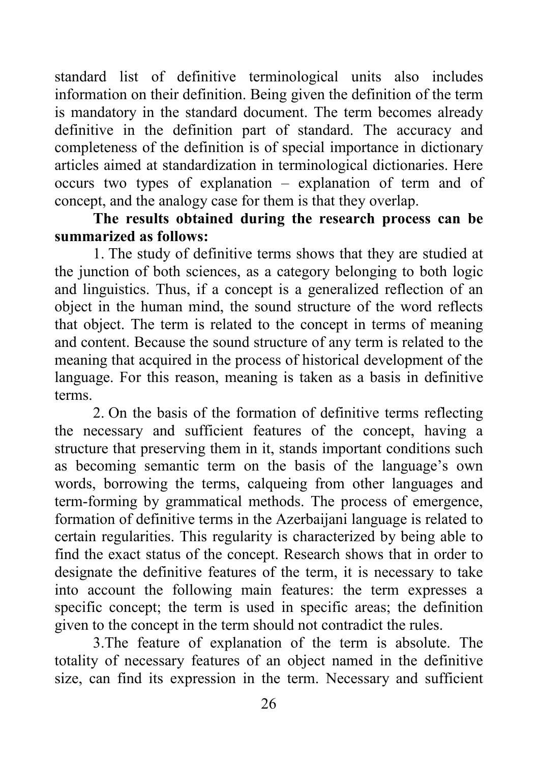standard list of definitive terminological units also includes information on their definition. Being given the definition of the term is mandatory in the standard document. The term becomes already definitive in the definition part of standard. The accuracy and completeness of the definition is of special importance in dictionary articles aimed at standardization in terminological dictionaries. Here occurs two types of explanation – explanation of term and of concept, and the analogy case for them is that they overlap.

**The results obtained during the research process can be summarized as follows:**

1. The study of definitive terms shows that they are studied at the junction of both sciences, as a category belonging to both logic and linguistics. Thus, if a concept is a generalized reflection of an object in the human mind, the sound structure of the word reflects that object. The term is related to the concept in terms of meaning and content. Because the sound structure of any term is related to the meaning that acquired in the process of historical development of the language. For this reason, meaning is taken as a basis in definitive terms.

2. On the basis of the formation of definitive terms reflecting the necessary and sufficient features of the concept, having a structure that preserving them in it, stands important conditions such as becoming semantic term on the basis of the language's own words, borrowing the terms, calqueing from other languages and term-forming by grammatical methods. The process of emergence, formation of definitive terms in the Azerbaijani language is related to certain regularities. This regularity is characterized by being able to find the exact status of the concept. Research shows that in order to designate the definitive features of the term, it is necessary to take into account the following main features: the term expresses a specific concept; the term is used in specific areas; the definition given to the concept in the term should not contradict the rules.

3.The feature of explanation of the term is absolute. The totality of necessary features of an object named in the definitive size, can find its expression in the term. Necessary and sufficient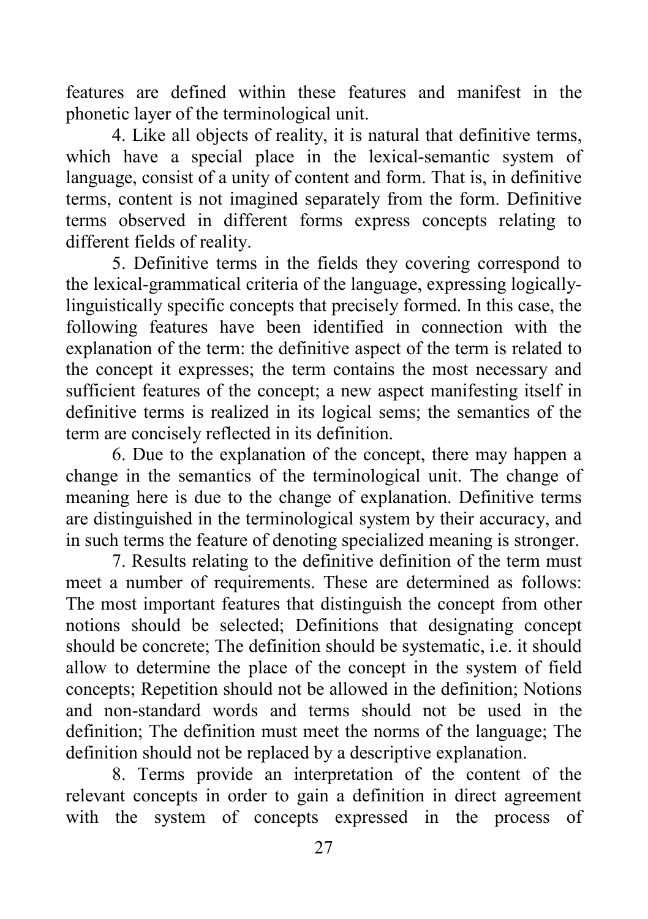features are defined within these features and manifest in the phonetic layer of the terminological unit.

4. Like all objects of reality, it is natural that definitive terms, which have a special place in the lexical-semantic system of language, consist of a unity of content and form. That is, in definitive terms, content is not imagined separately from the form. Definitive terms observed in different forms express concepts relating to different fields of reality.

5. Definitive terms in the fields they covering correspond to the lexical-grammatical criteria of the language, expressing logically-linguistically specific concepts that precisely formed. In this case, the following features have been identified in connection with the explanation of the term: the definitive aspect of the term is related to the concept it expresses; the term contains the most necessary and sufficient features of the concept; a new aspect manifesting itself in definitive terms is realized in its logical sems; the semantics of the term are concisely reflected in its definition.

6. Due to the explanation of the concept, there may happen a change in the semantics of the terminological unit. The change of meaning here is due to the change of explanation. Definitive terms are distinguished in the terminological system by their accuracy, and in such terms the feature of denoting specialized meaning is stronger.

7. Results relating to the definitive definition of the term must meet a number of requirements. These are determined as follows: The most important features that distinguish the concept from other notions should be selected; Definitions that designating concept should be concrete; The definition should be systematic, i.e. it should allow to determine the place of the concept in the system of field concepts; Repetition should not be allowed in the definition; Notions and non-standard words and terms should not be used in the definition; The definition must meet the norms of the language; The definition should not be replaced by a descriptive explanation.

8. Terms provide an interpretation of the content of the relevant concepts in order to gain a definition in direct agreement with the system of concepts expressed in the process of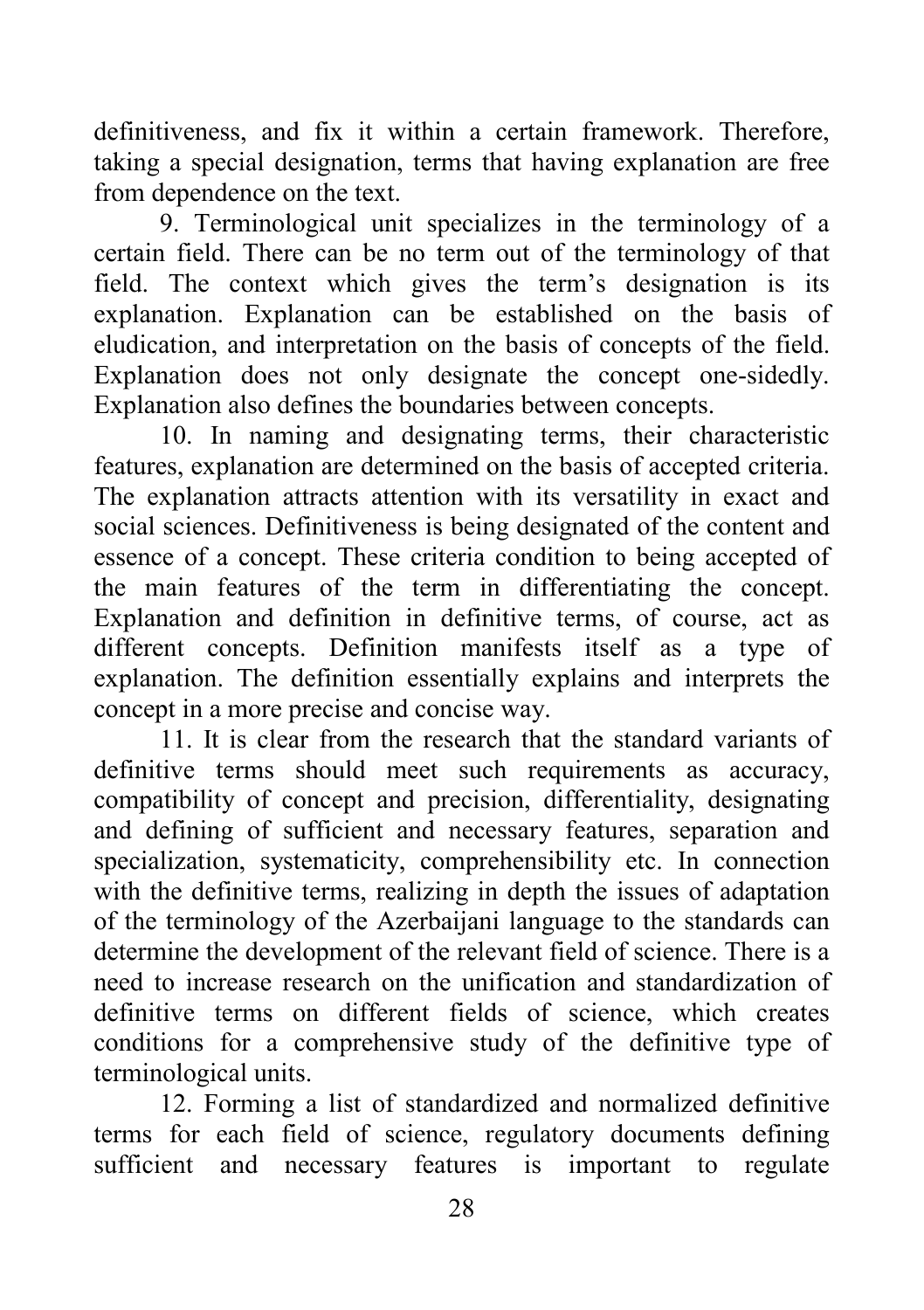definitiveness, and fix it within a certain framework. Therefore, taking a special designation, terms that having explanation are free from dependence on the text.

9. Terminological unit specializes in the terminology of a certain field. There can be no term out of the terminology of that field. The context which gives the term's designation is its explanation. Explanation can be established on the basis of eludication, and interpretation on the basis of concepts of the field. Explanation does not only designate the concept one-sidedly. Explanation also defines the boundaries between concepts.

10. In naming and designating terms, their characteristic features, explanation are determined on the basis of accepted criteria. The explanation attracts attention with its versatility in exact and social sciences. Definitiveness is being designated of the content and essence of a concept. These criteria condition to being accepted of the main features of the term in differentiating the concept. Explanation and definition in definitive terms, of course, act as different concepts. Definition manifests itself as a type of explanation. The definition essentially explains and interprets the concept in a more precise and concise way.

11. It is clear from the research that the standard variants of definitive terms should meet such requirements as accuracy, compatibility of concept and precision, differentiality, designating and defining of sufficient and necessary features, separation and specialization, systematicity, comprehensibility etc. In connection with the definitive terms, realizing in depth the issues of adaptation of the terminology of the Azerbaijani language to the standards can determine the development of the relevant field of science. There is a need to increase research on the unification and standardization of definitive terms on different fields of science, which creates conditions for a comprehensive study of the definitive type of terminological units.

12. Forming a list of standardized and normalized definitive terms for each field of science, regulatory documents defining sufficient and necessary features is important to regulate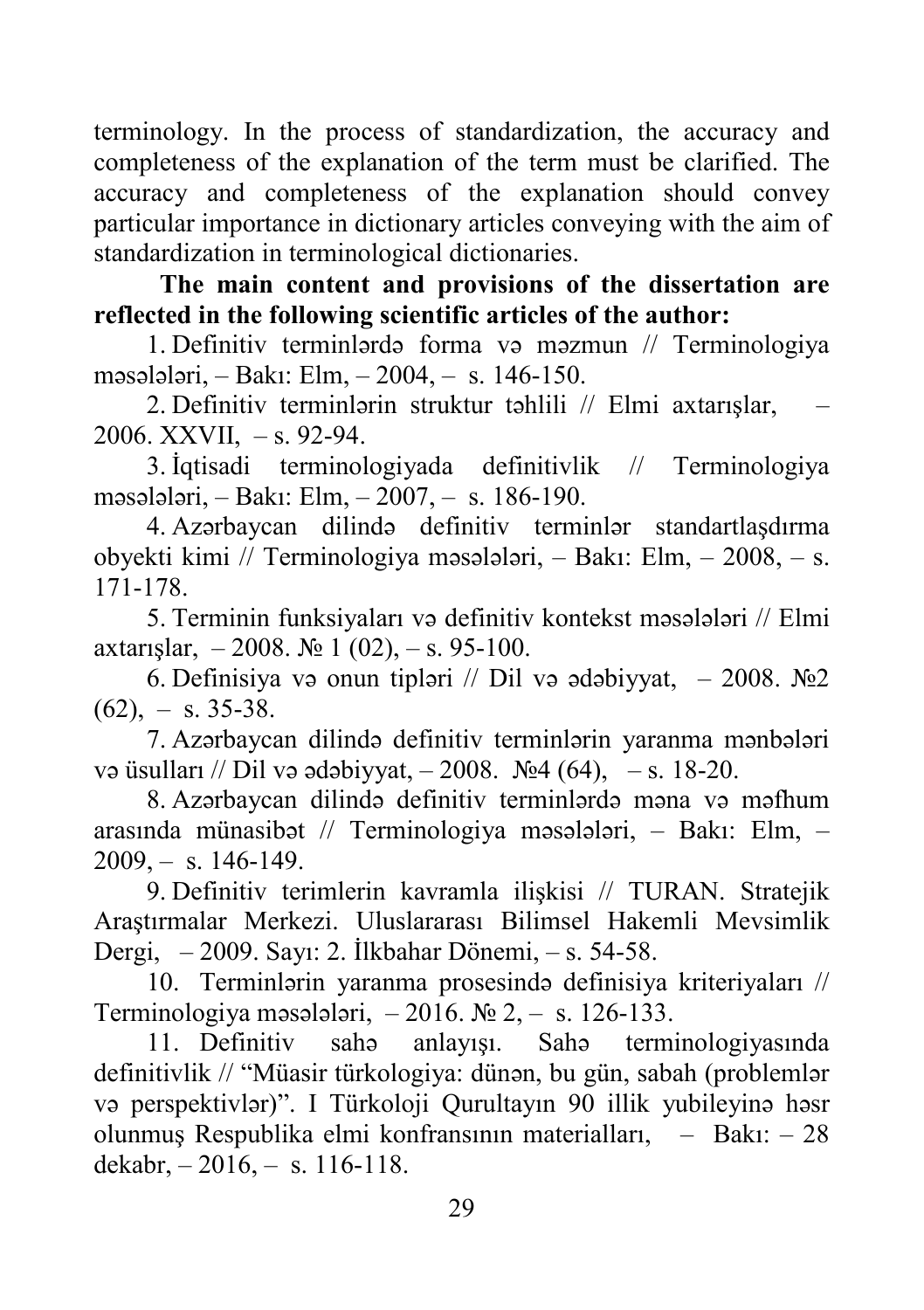terminology. In the process of standardization, the accuracy and completeness of the explanation of the term must be clarified. The accuracy and completeness of the explanation should convey particular importance in dictionary articles conveying with the aim of standardization in terminological dictionaries.

**The main content and provisions of the dissertation are reflected in the following scientific articles of the author:**

1. Definitiv terminlərdə forma və məzmun // Terminologiya məsələləri, – Bakı: Elm, – 2004, – s. 146-150.
2. Definitiv terminlərin struktur təhlili // Elmi axtarışlar, – 2006. XXVII, – s. 92-94.
3. İqtisadi terminologiyada definitivlik // Terminologiya məsələləri, – Bakı: Elm, – 2007, – s. 186-190.
4. Azərbaycan dilində definitiv terminlər standartlaşdırma obyekti kimi // Terminologiya məsələləri, – Bakı: Elm, – 2008, – s. 171-178.
5. Terminin funksiyaları və definitiv kontekst məsələləri // Elmi axtarışlar, – 2008. № 1 (02), – s. 95-100.
6. Definisiya və onun tipləri // Dil və ədəbiyyat, – 2008. №2 (62), – s. 35-38.
7. Azərbaycan dilində definitiv terminlərin yaranma mənbələri və üsulları // Dil və ədəbiyyat, – 2008. №4 (64), – s. 18-20.
8. Azərbaycan dilində definitiv terminlərdə məna və məfhum arasında münasibət // Terminologiya məsələləri, – Bakı: Elm, – 2009, – s. 146-149.
9. Definitiv terimlerin kavramla ilişkisi // TURAN. Stratejik Araştırmalar Merkezi. Uluslararası Bilimsel Hakemli Mevsimlik Dergi, – 2009. Sayı: 2. İlkbahar Dönemi, – s. 54-58.
10. Terminlərin yaranma prosesində definisiya kriteriyaları // Terminologiya məsələləri, – 2016. № 2, – s. 126-133.
11. Definitiv sahə anlayışı. Sahə terminologiyasında definitivlik // "Müasir türkologiya: dünən, bu gün, sabah (problemlər və perspektivlər)". I Türkoloji Qurultayın 90 illik yubileyinə həsr olunmuş Respublika elmi konfransının materialları, – Bakı: – 28 dekabr, – 2016, – s. 116-118.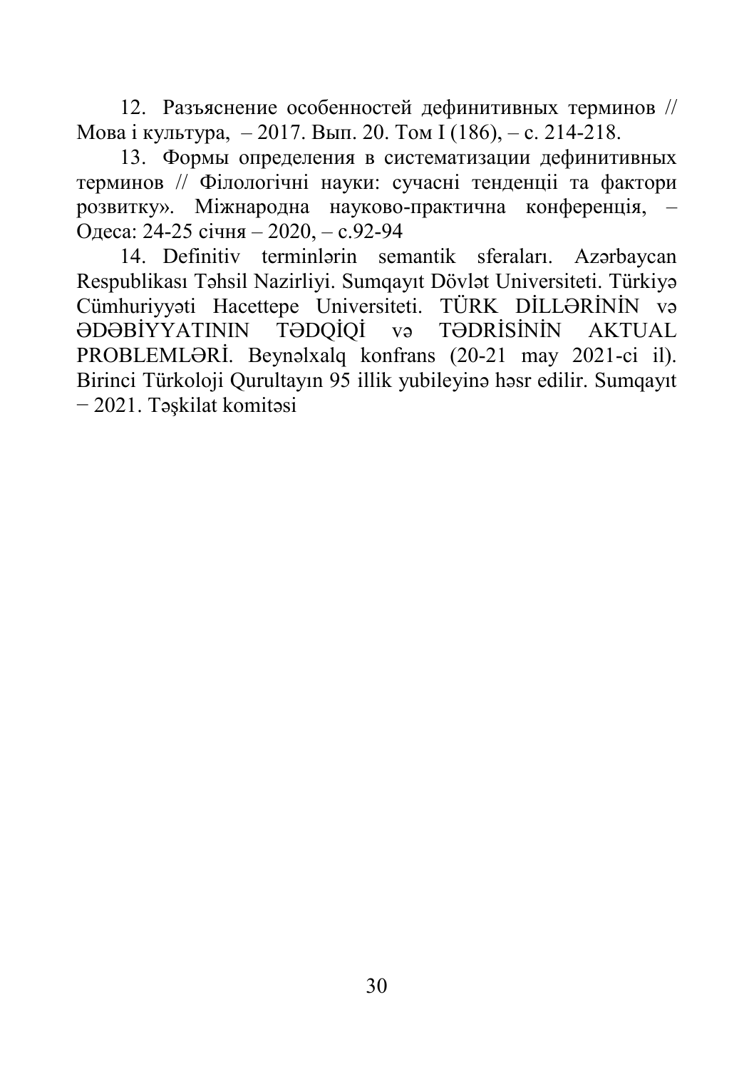12. Разъяснение особенностей дефинитивных терминов // Мова і культура, – 2017. Вып. 20. Том I (186), – с. 214-218.

13. Формы определения в систематизации дефинитивных терминов // Філологічні науки: сучасні тенденції та фактори розвитку». Міжнародна науково-практична конференція, – Одеса: 24-25 січня – 2020, – с.92-94

14. Definitiv terminlərin semantik sferaları. Azərbaycan Respublikası Təhsil Nazirliyi. Sumqayıt Dövlət Universiteti. Türkiyə Cümhuriyyəti Hacettepe Universiteti. TÜRK DİLLƏRİNİN və ƏDƏBİYYATININ TƏDQİQİ və TƏDRİSİNİN AKTUAL PROBLEMLƏRİ. Beynəlxalq konfrans (20-21 may 2021-ci il). Birinci Türkoloji Qurultayın 95 illik yubileyinə həsr edilir. Sumqayıt − 2021. Təşkilat komitəsi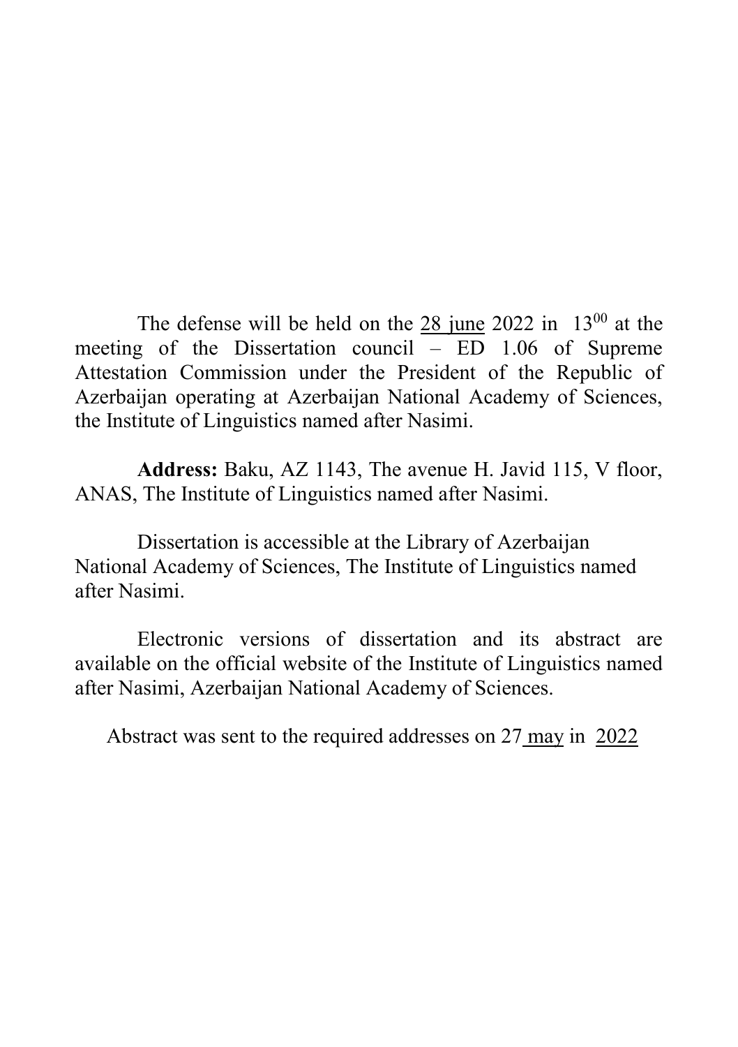The defense will be held on the 28 june 2022 in $13^{00}$ at the meeting of the Dissertation council – ED 1.06 of Supreme Attestation Commission under the President of the Republic of Azerbaijan operating at Azerbaijan National Academy of Sciences, the Institute of Linguistics named after Nasimi.

**Address:** Baku, AZ 1143, The avenue H. Javid 115, V floor, ANAS, The Institute of Linguistics named after Nasimi.

Dissertation is accessible at the Library of Azerbaijan National Academy of Sciences, The Institute of Linguistics named after Nasimi.

Electronic versions of dissertation and its abstract are available on the official website of the Institute of Linguistics named after Nasimi, Azerbaijan National Academy of Sciences.

Abstract was sent to the required addresses on 27 may in 2022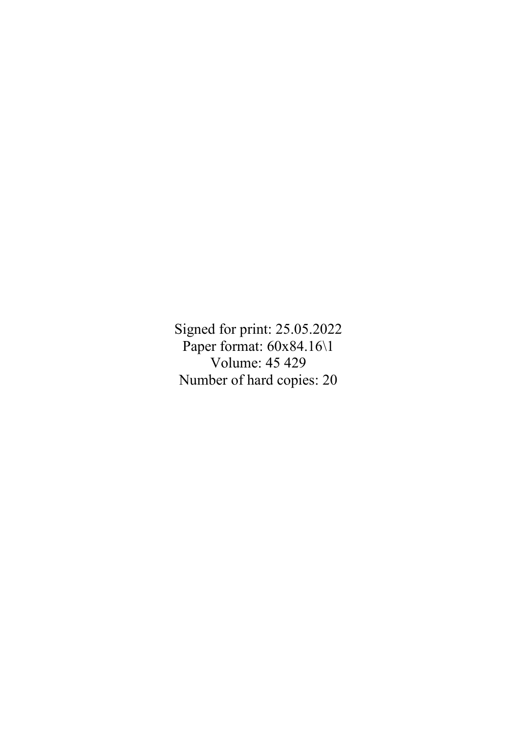Signed for print: 25.05.2022
Paper format: 60x84.16\1
Volume: 45 429
Number of hard copies: 20